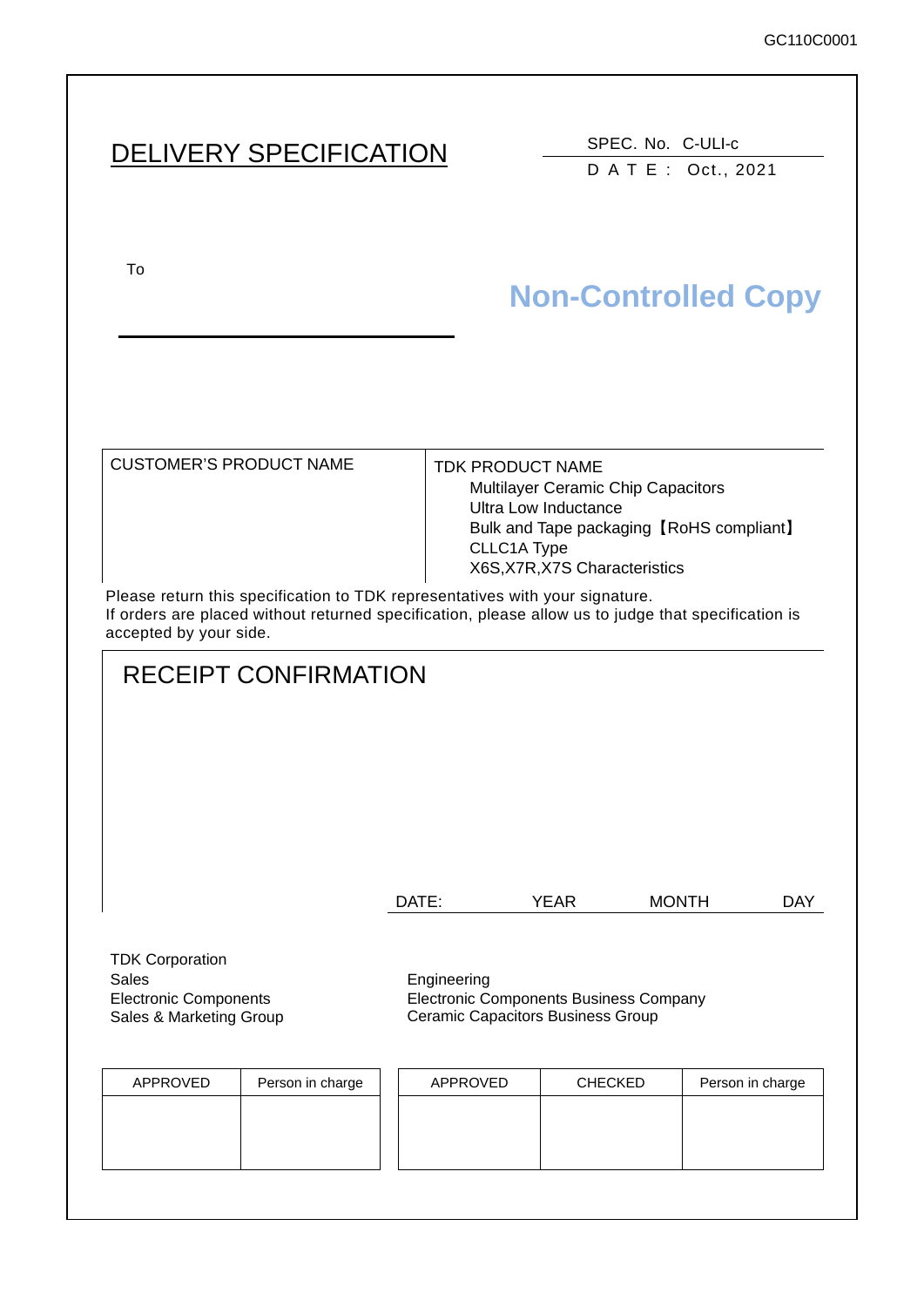GC110C0001

# DELIVERY SPECIFICATION

SPEC. No. C-ULI-c

DATE: Oct., 2021

To

**Non-Controlled Copy**

| CUSTOMER'S PRODUCT NAME | TDK PRODUCT NAME<br>Multilayer Ceramic Chip Capacitors<br>Ultra Low Inductance<br>Bulk and Tape packaging【RoHS compliant】<br>CLLC1A Type<br>X6S,X7R,X7S Characteristics |
|---|---|

Please return this specification to TDK representatives with your signature.
If orders are placed without returned specification, please allow us to judge that specification is accepted by your side.

## RECEIPT CONFIRMATION

DATE: YEAR MONTH DAY

TDK Corporation
Sales
Electronic Components
Sales & Marketing Group

Engineering
Electronic Components Business Company
Ceramic Capacitors Business Group

| APPROVED | Person in charge |
|---|---|
| | |

| APPROVED | CHECKED | Person in charge |
|---|---|---|
| | | |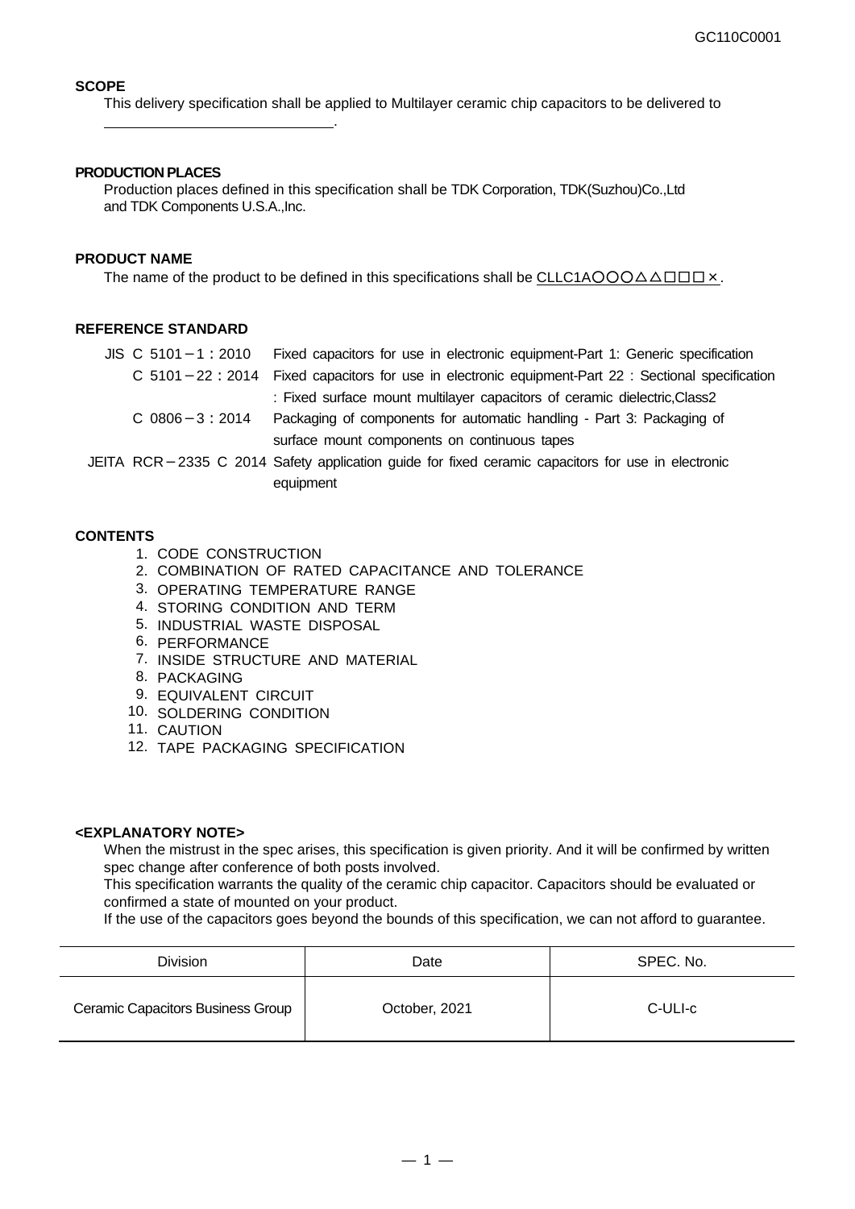**SCOPE**

This delivery specification shall be applied to Multilayer ceramic chip capacitors to be delivered to
\_\_\_\_\_\_\_\_\_\_\_\_\_\_\_\_\_\_\_\_\_\_\_\_\_\_\_\_\_\_.

**PRODUCTION PLACES**

Production places defined in this specification shall be TDK Corporation, TDK(Suzhou)Co.,Ltd and TDK Components U.S.A.,Inc.

**PRODUCT NAME**

The name of the product to be defined in this specifications shall be CLLC1A○○○△△□□□×.

**REFERENCE STANDARD**

| | |
|---|---|
| JIS C 5101－1：2010 | Fixed capacitors for use in electronic equipment-Part 1: Generic specification |
| C 5101－22：2014 | Fixed capacitors for use in electronic equipment-Part 22 : Sectional specification : Fixed surface mount multilayer capacitors of ceramic dielectric,Class2 |
| C 0806－3：2014 | Packaging of components for automatic handling - Part 3: Packaging of surface mount components on continuous tapes |
| JEITA RCR－2335 C 2014 | Safety application guide for fixed ceramic capacitors for use in electronic equipment |

**CONTENTS**

1. CODE CONSTRUCTION
2. COMBINATION OF RATED CAPACITANCE AND TOLERANCE
3. OPERATING TEMPERATURE RANGE
4. STORING CONDITION AND TERM
5. INDUSTRIAL WASTE DISPOSAL
6. PERFORMANCE
7. INSIDE STRUCTURE AND MATERIAL
8. PACKAGING
9. EQUIVALENT CIRCUIT
10. SOLDERING CONDITION
11. CAUTION
12. TAPE PACKAGING SPECIFICATION

**<EXPLANATORY NOTE>**

When the mistrust in the spec arises, this specification is given priority. And it will be confirmed by written spec change after conference of both posts involved.
This specification warrants the quality of the ceramic chip capacitor. Capacitors should be evaluated or confirmed a state of mounted on your product.
If the use of the capacitors goes beyond the bounds of this specification, we can not afford to guarantee.

| Division | Date | SPEC. No. |
|---|---|---|
| Ceramic Capacitors Business Group | October, 2021 | C-ULI-c |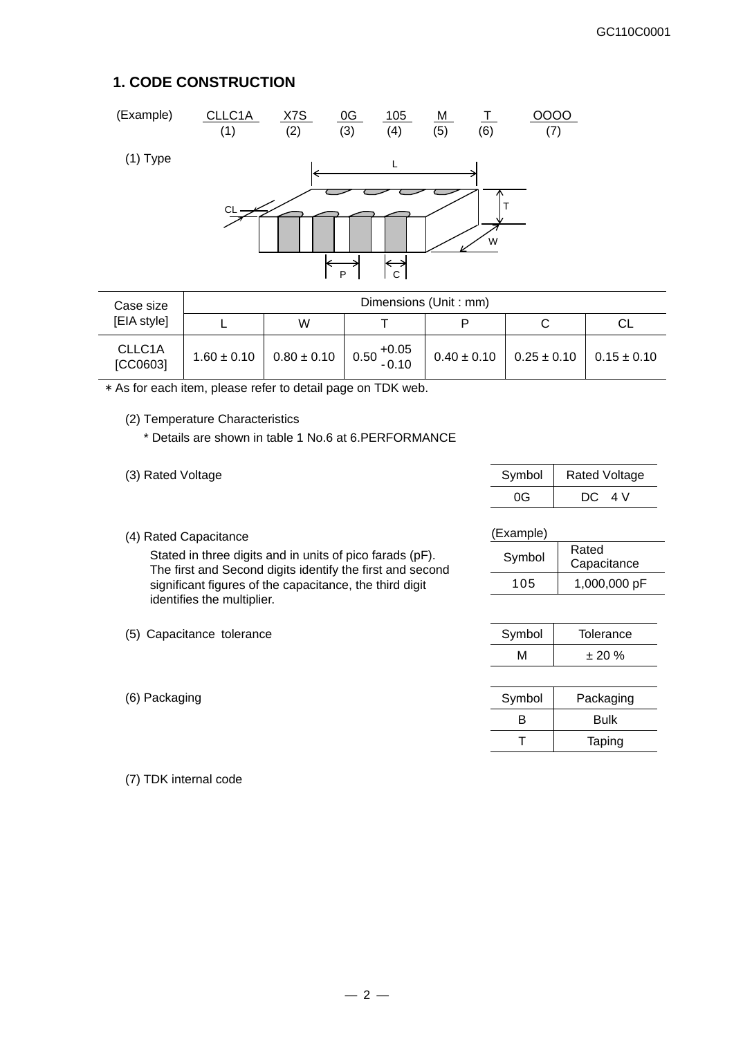## 1. CODE CONSTRUCTION

(Example) CLLC1A X7S 0G 105 M T OOOO

| CLLC1A | X7S | 0G | 105 | M | T | OOOO |
|---|---|---|---|---|---|---|
| (1) | (2) | (3) | (4) | (5) | (6) | (7) |

(1) Type

| Case size [EIA style] | Dimensions (Unit : mm) | | | | | |
|---|---|---|---|---|---|---|
| | L | W | T | P | C | CL |
| CLLC1A [CC0603] | 1.60 ± 0.10 | 0.80 ± 0.10 | $0.50^{+0.05}_{-0.10}$ | 0.40 ± 0.10 | 0.25 ± 0.10 | 0.15 ± 0.10 |

∗ As for each item, please refer to detail page on TDK web.

(2) Temperature Characteristics

\* Details are shown in table 1 No.6 at 6.PERFORMANCE

(3) Rated Voltage

| Symbol | Rated Voltage |
|---|---|
| 0G | DC 4 V |

(4) Rated Capacitance

Stated in three digits and in units of pico farads (pF). The first and Second digits identify the first and second significant figures of the capacitance, the third digit identifies the multiplier.

(Example)

| Symbol | Rated Capacitance |
|---|---|
| 105 | 1,000,000 pF |

(5) Capacitance tolerance

| Symbol | Tolerance |
|---|---|
| M | ± 20 % |

(6) Packaging

| Symbol | Packaging |
|---|---|
| B | Bulk |
| T | Taping |

(7) TDK internal code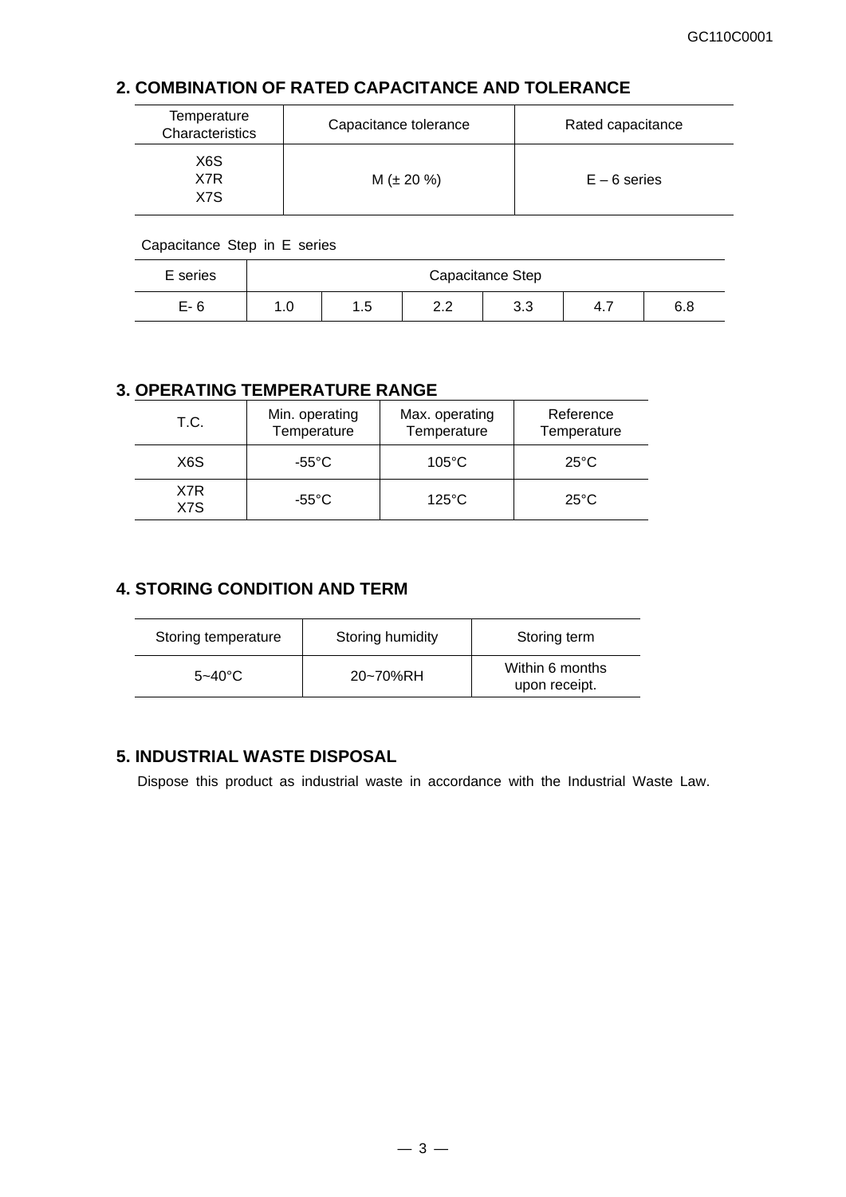## 2. COMBINATION OF RATED CAPACITANCE AND TOLERANCE

| Temperature Characteristics | Capacitance tolerance | Rated capacitance |
|---|---|---|
| X6S<br>X7R<br>X7S | M (± 20 %) | E – 6 series |

Capacitance Step in E series

| E series | Capacitance Step | | | | | |
|---|---|---|---|---|---|---|
| E- 6 | 1.0 | 1.5 | 2.2 | 3.3 | 4.7 | 6.8 |

## 3. OPERATING TEMPERATURE RANGE

| T.C. | Min. operating Temperature | Max. operating Temperature | Reference Temperature |
|---|---|---|---|
| X6S | -55°C | 105°C | 25°C |
| X7R<br>X7S | -55°C | 125°C | 25°C |

## 4. STORING CONDITION AND TERM

| Storing temperature | Storing humidity | Storing term |
|---|---|---|
| 5~40°C | 20~70%RH | Within 6 months upon receipt. |

## 5. INDUSTRIAL WASTE DISPOSAL

Dispose this product as industrial waste in accordance with the Industrial Waste Law.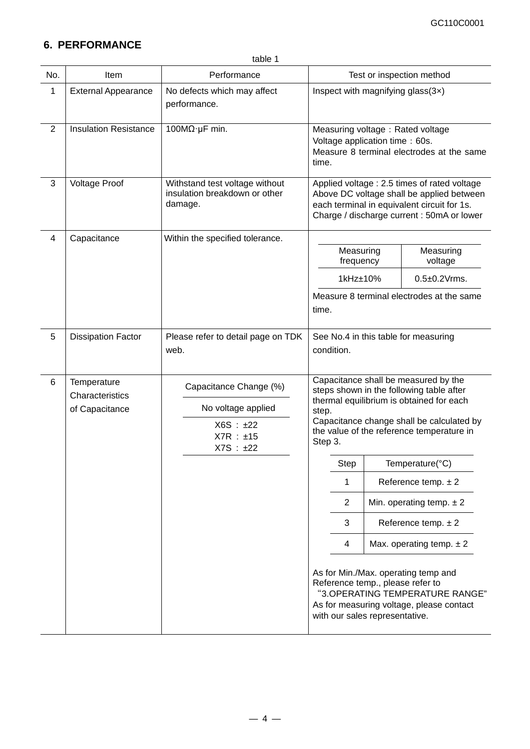## 6. PERFORMANCE

table 1

| No. | Item | Performance | Test or inspection method |
|---|---|---|---|
| 1 | External Appearance | No defects which may affect performance. | Inspect with magnifying glass(3×) |
| 2 | Insulation Resistance | 100MΩ·μF min. | Measuring voltage：Rated voltage<br>Voltage application time：60s.<br>Measure 8 terminal electrodes at the same time. |
| 3 | Voltage Proof | Withstand test voltage without insulation breakdown or other damage. | Applied voltage : 2.5 times of rated voltage<br>Above DC voltage shall be applied between each terminal in equivalent circuit for 1s.<br>Charge / discharge current : 50mA or lower |
| 4 | Capacitance | Within the specified tolerance. | Measuring frequency: 1kHz±10%<br>Measuring voltage: 0.5±0.2Vrms.<br>Measure 8 terminal electrodes at the same time. |
| 5 | Dissipation Factor | Please refer to detail page on TDK web. | See No.4 in this table for measuring condition. |
| 6 | Temperature Characteristics of Capacitance | Capacitance Change (%)<br>No voltage applied<br>X6S：±22<br>X7R：±15<br>X7S：±22 | Capacitance shall be measured by the steps shown in the following table after thermal equilibrium is obtained for each step.<br>Capacitance change shall be calculated by the value of the reference temperature in Step 3.<br>Step 1: Reference temp. ± 2<br>Step 2: Min. operating temp. ± 2<br>Step 3: Reference temp. ± 2<br>Step 4: Max. operating temp. ± 2<br>As for Min./Max. operating temp and Reference temp., please refer to "3.OPERATING TEMPERATURE RANGE"<br>As for measuring voltage, please contact with our sales representative. |

Measuring conditions for No.4:

| Measuring frequency | Measuring voltage |
|---|---|
| 1kHz±10% | 0.5±0.2Vrms. |

Temperature steps for No.6:

| Step | Temperature(°C) |
|---|---|
| 1 | Reference temp. ± 2 |
| 2 | Min. operating temp. ± 2 |
| 3 | Reference temp. ± 2 |
| 4 | Max. operating temp. ± 2 |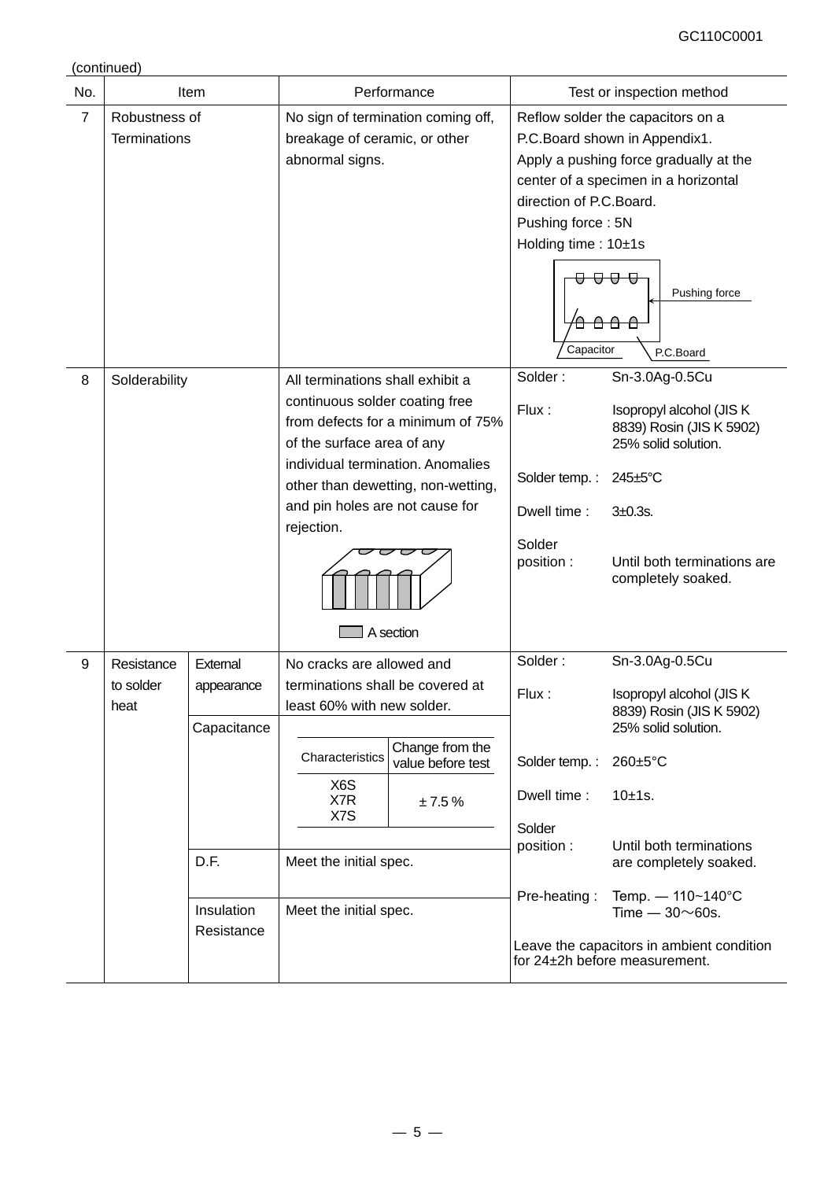(continued)

| No. | Item | | Performance | Test or inspection method |
|---|---|---|---|---|
| 7 | Robustness of Terminations | | No sign of termination coming off, breakage of ceramic, or other abnormal signs. | Reflow solder the capacitors on a P.C.Board shown in Appendix1.<br>Apply a pushing force gradually at the center of a specimen in a horizontal direction of P.C.Board.<br>Pushing force : 5N<br>Holding time : 10±1s<br>Pushing force<br>Capacitor<br>P.C.Board |
| 8 | Solderability | | All terminations shall exhibit a continuous solder coating free from defects for a minimum of 75% of the surface area of any individual termination. Anomalies other than dewetting, non-wetting, and pin holes are not cause for rejection.<br>A section | Solder : Sn-3.0Ag-0.5Cu<br>Flux : Isopropyl alcohol (JIS K 8839) Rosin (JIS K 5902) 25% solid solution.<br>Solder temp. : 245±5°C<br>Dwell time : 3±0.3s.<br>Solder position : Until both terminations are completely soaked. |
| 9 | Resistance to solder heat | External appearance | No cracks are allowed and terminations shall be covered at least 60% with new solder. | Solder : Sn-3.0Ag-0.5Cu<br>Flux : Isopropyl alcohol (JIS K 8839) Rosin (JIS K 5902) 25% solid solution.<br>Solder temp. : 260±5°C<br>Dwell time : 10±1s.<br>Solder position : Until both terminations are completely soaked.<br>Pre-heating : Temp. — 110~140°C Time — 30～60s.<br>Leave the capacitors in ambient condition for 24±2h before measurement. |
| | | Capacitance | Characteristics: X6S, X7R, X7S — Change from the value before test: ± 7.5 % | |
| | | D.F. | Meet the initial spec. | |
| | | Insulation Resistance | Meet the initial spec. | |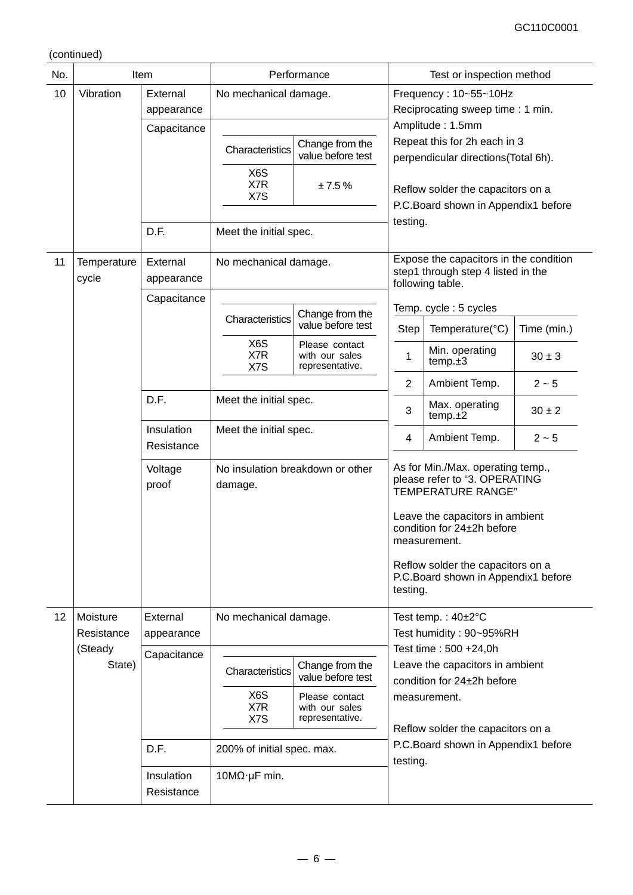(continued)

| No. | Item | | Performance | Test or inspection method |
|---|---|---|---|---|
| 10 | Vibration | External appearance | No mechanical damage. | Frequency : 10~55~10Hz<br>Reciprocating sweep time : 1 min.<br>Amplitude : 1.5mm<br>Repeat this for 2h each in 3 perpendicular directions(Total 6h).<br><br>Reflow solder the capacitors on a P.C.Board shown in Appendix1 before testing. |
| | | Capacitance | Characteristics: X6S, X7R, X7S / Change from the value before test: ± 7.5 % | |
| | | D.F. | Meet the initial spec. | |
| 11 | Temperature cycle | External appearance | No mechanical damage. | Expose the capacitors in the condition step1 through step 4 listed in the following table.<br><br>Temp. cycle : 5 cycles<br><br>Step 1: Min. operating temp.±3 / 30 ± 3 min.<br>Step 2: Ambient Temp. / 2 ~ 5 min.<br>Step 3: Max. operating temp.±2 / 30 ± 2 min.<br>Step 4: Ambient Temp. / 2 ~ 5 min.<br><br>As for Min./Max. operating temp., please refer to "3. OPERATING TEMPERATURE RANGE"<br><br>Leave the capacitors in ambient condition for 24±2h before measurement.<br><br>Reflow solder the capacitors on a P.C.Board shown in Appendix1 before testing. |
| | | Capacitance | Characteristics: X6S, X7R, X7S / Change from the value before test: Please contact with our sales representative. | |
| | | D.F. | Meet the initial spec. | |
| | | Insulation Resistance | Meet the initial spec. | |
| | | Voltage proof | No insulation breakdown or other damage. | |
| 12 | Moisture Resistance (Steady State) | External appearance | No mechanical damage. | Test temp. : 40±2°C<br>Test humidity : 90~95%RH<br>Test time : 500 +24,0h<br>Leave the capacitors in ambient condition for 24±2h before measurement.<br><br>Reflow solder the capacitors on a P.C.Board shown in Appendix1 before testing. |
| | | Capacitance | Characteristics: X6S, X7R, X7S / Change from the value before test: Please contact with our sales representative. | |
| | | D.F. | 200% of initial spec. max. | |
| | | Insulation Resistance | 10MΩ·μF min. | |

Temperature cycle table (No. 11):

| Step | Temperature(°C) | Time (min.) |
|---|---|---|
| 1 | Min. operating temp.±3 | 30 ± 3 |
| 2 | Ambient Temp. | 2 ~ 5 |
| 3 | Max. operating temp.±2 | 30 ± 2 |
| 4 | Ambient Temp. | 2 ~ 5 |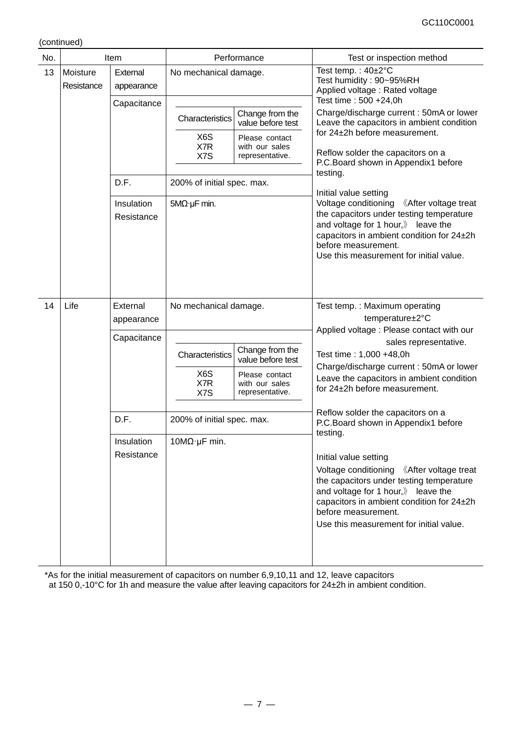(continued)

| No. | Item | | Performance | Test or inspection method |
|---|---|---|---|---|
| 13 | Moisture Resistance | External appearance | No mechanical damage. | Test temp. : 40±2°C<br>Test humidity : 90~95%RH<br>Applied voltage : Rated voltage<br>Test time : 500 +24,0h<br>Charge/discharge current : 50mA or lower<br>Leave the capacitors in ambient condition for 24±2h before measurement.<br><br>Reflow solder the capacitors on a P.C.Board shown in Appendix1 before testing.<br><br>Initial value setting<br>Voltage conditioning 《After voltage treat the capacitors under testing temperature and voltage for 1 hour,》 leave the capacitors in ambient condition for 24±2h before measurement.<br>Use this measurement for initial value. |
| | | Capacitance | Characteristics: X6S, X7R, X7S — Change from the value before test: Please contact with our sales representative. | |
| | | D.F. | 200% of initial spec. max. | |
| | | Insulation Resistance | 5MΩ·μF min. | |
| 14 | Life | External appearance | No mechanical damage. | Test temp. : Maximum operating temperature±2°C<br>Applied voltage : Please contact with our sales representative.<br>Test time : 1,000 +48,0h<br>Charge/discharge current : 50mA or lower<br>Leave the capacitors in ambient condition for 24±2h before measurement.<br><br>Reflow solder the capacitors on a P.C.Board shown in Appendix1 before testing.<br><br>Initial value setting<br>Voltage conditioning 《After voltage treat the capacitors under testing temperature and voltage for 1 hour,》 leave the capacitors in ambient condition for 24±2h before measurement.<br>Use this measurement for initial value. |
| | | Capacitance | Characteristics: X6S, X7R, X7S — Change from the value before test: Please contact with our sales representative. | |
| | | D.F. | 200% of initial spec. max. | |
| | | Insulation Resistance | 10MΩ·μF min. | |

*As for the initial measurement of capacitors on number 6,9,10,11 and 12, leave capacitors at 150 0,-10°C for 1h and measure the value after leaving capacitors for 24±2h in ambient condition.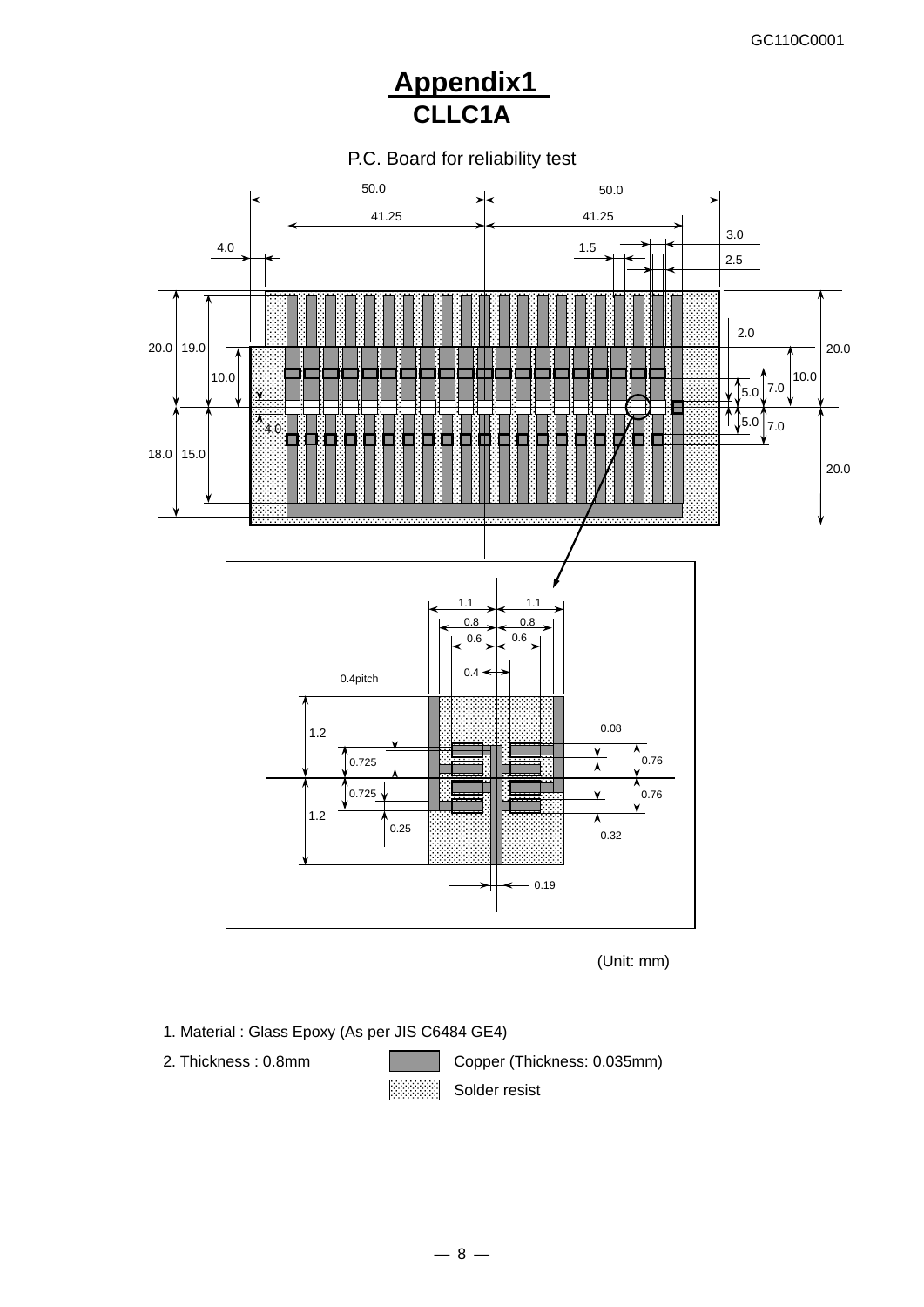# Appendix1

## CLLC1A

P.C. Board for reliability test

(Unit: mm)

1. Material : Glass Epoxy (As per JIS C6484 GE4)
2. Thickness : 0.8mm

Copper (Thickness: 0.035mm)

Solder resist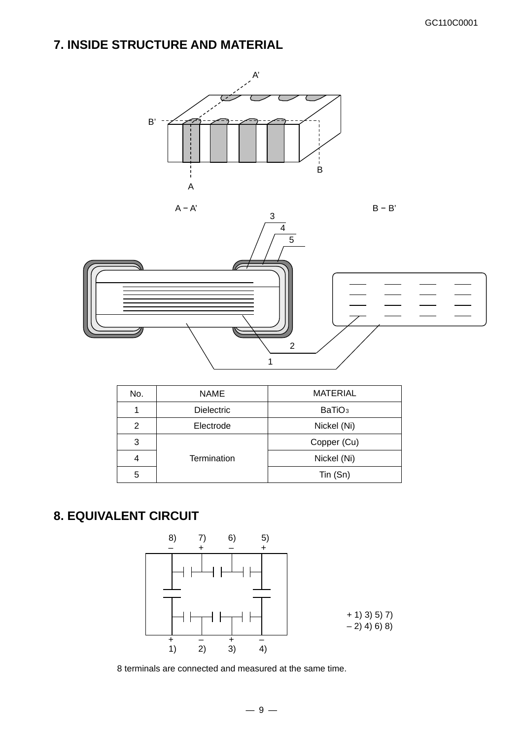## 7. INSIDE STRUCTURE AND MATERIAL

| No. | NAME | MATERIAL |
|---|---|---|
| 1 | Dielectric | $BaTiO_3$ |
| 2 | Electrode | Nickel (Ni) |
| 3 | Termination | Copper (Cu) |
| 4 | | Nickel (Ni) |
| 5 | | Tin (Sn) |

## 8. EQUIVALENT CIRCUIT

+ 1) 3) 5) 7)
– 2) 4) 6) 8)

8 terminals are connected and measured at the same time.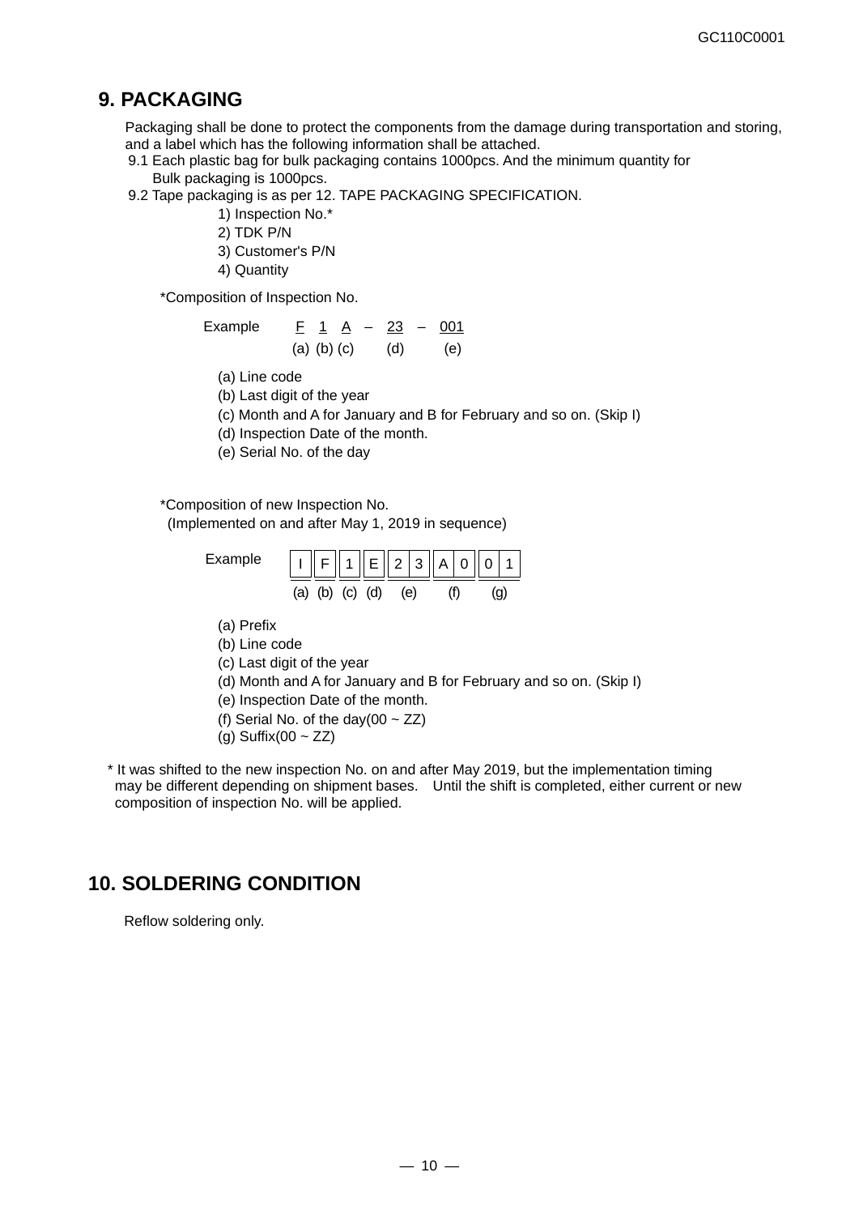## 9. PACKAGING

Packaging shall be done to protect the components from the damage during transportation and storing, and a label which has the following information shall be attached.

9.1 Each plastic bag for bulk packaging contains 1000pcs. And the minimum quantity for Bulk packaging is 1000pcs.

9.2 Tape packaging is as per 12. TAPE PACKAGING SPECIFICATION.

1) Inspection No.*
2) TDK P/N
3) Customer's P/N
4) Quantity

*Composition of Inspection No.

Example F 1 A – 23 – 001
(a) (b) (c) (d) (e)

(a) Line code
(b) Last digit of the year
(c) Month and A for January and B for February and so on. (Skip I)
(d) Inspection Date of the month.
(e) Serial No. of the day

*Composition of new Inspection No.
(Implemented on and after May 1, 2019 in sequence)

Example

| I | F | 1 | E | 2 3 | A 0 | 0 1 |
|---|---|---|---|---|---|---|
| (a) | (b) | (c) | (d) | (e) | (f) | (g) |

(a) Prefix
(b) Line code
(c) Last digit of the year
(d) Month and A for January and B for February and so on. (Skip I)
(e) Inspection Date of the month.
(f) Serial No. of the day(00 ~ ZZ)
(g) Suffix(00 ~ ZZ)

* It was shifted to the new inspection No. on and after May 2019, but the implementation timing may be different depending on shipment bases. Until the shift is completed, either current or new composition of inspection No. will be applied.

## 10. SOLDERING CONDITION

Reflow soldering only.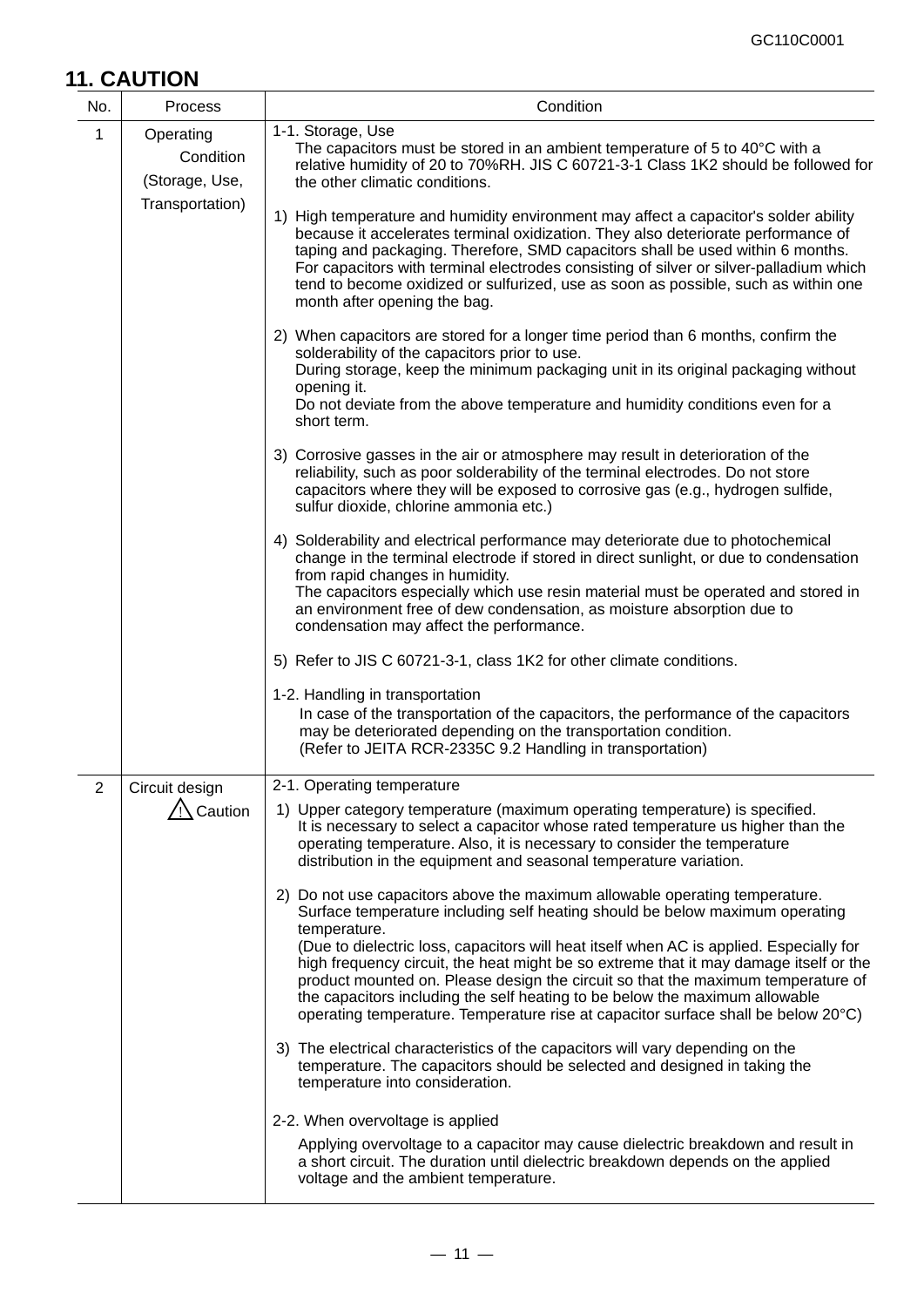## 11. CAUTION

| No. | Process | Condition |
|---|---|---|
| 1 | Operating Condition (Storage, Use, Transportation) | 1-1. Storage, Use<br>The capacitors must be stored in an ambient temperature of 5 to 40°C with a relative humidity of 20 to 70%RH. JIS C 60721-3-1 Class 1K2 should be followed for the other climatic conditions.<br><br>1) High temperature and humidity environment may affect a capacitor's solder ability because it accelerates terminal oxidization. They also deteriorate performance of taping and packaging. Therefore, SMD capacitors shall be used within 6 months. For capacitors with terminal electrodes consisting of silver or silver-palladium which tend to become oxidized or sulfurized, use as soon as possible, such as within one month after opening the bag.<br><br>2) When capacitors are stored for a longer time period than 6 months, confirm the solderability of the capacitors prior to use.<br>During storage, keep the minimum packaging unit in its original packaging without opening it.<br>Do not deviate from the above temperature and humidity conditions even for a short term.<br><br>3) Corrosive gasses in the air or atmosphere may result in deterioration of the reliability, such as poor solderability of the terminal electrodes. Do not store capacitors where they will be exposed to corrosive gas (e.g., hydrogen sulfide, sulfur dioxide, chlorine ammonia etc.)<br><br>4) Solderability and electrical performance may deteriorate due to photochemical change in the terminal electrode if stored in direct sunlight, or due to condensation from rapid changes in humidity.<br>The capacitors especially which use resin material must be operated and stored in an environment free of dew condensation, as moisture absorption due to condensation may affect the performance.<br><br>5) Refer to JIS C 60721-3-1, class 1K2 for other climate conditions.<br><br>1-2. Handling in transportation<br>In case of the transportation of the capacitors, the performance of the capacitors may be deteriorated depending on the transportation condition.<br>(Refer to JEITA RCR-2335C 9.2 Handling in transportation) |
| 2 | Circuit design<br>⚠ Caution | 2-1. Operating temperature<br>1) Upper category temperature (maximum operating temperature) is specified.<br>It is necessary to select a capacitor whose rated temperature us higher than the operating temperature. Also, it is necessary to consider the temperature distribution in the equipment and seasonal temperature variation.<br><br>2) Do not use capacitors above the maximum allowable operating temperature.<br>Surface temperature including self heating should be below maximum operating temperature.<br>(Due to dielectric loss, capacitors will heat itself when AC is applied. Especially for high frequency circuit, the heat might be so extreme that it may damage itself or the product mounted on. Please design the circuit so that the maximum temperature of the capacitors including the self heating to be below the maximum allowable operating temperature. Temperature rise at capacitor surface shall be below 20°C)<br><br>3) The electrical characteristics of the capacitors will vary depending on the temperature. The capacitors should be selected and designed in taking the temperature into consideration.<br><br>2-2. When overvoltage is applied<br>Applying overvoltage to a capacitor may cause dielectric breakdown and result in a short circuit. The duration until dielectric breakdown depends on the applied voltage and the ambient temperature. |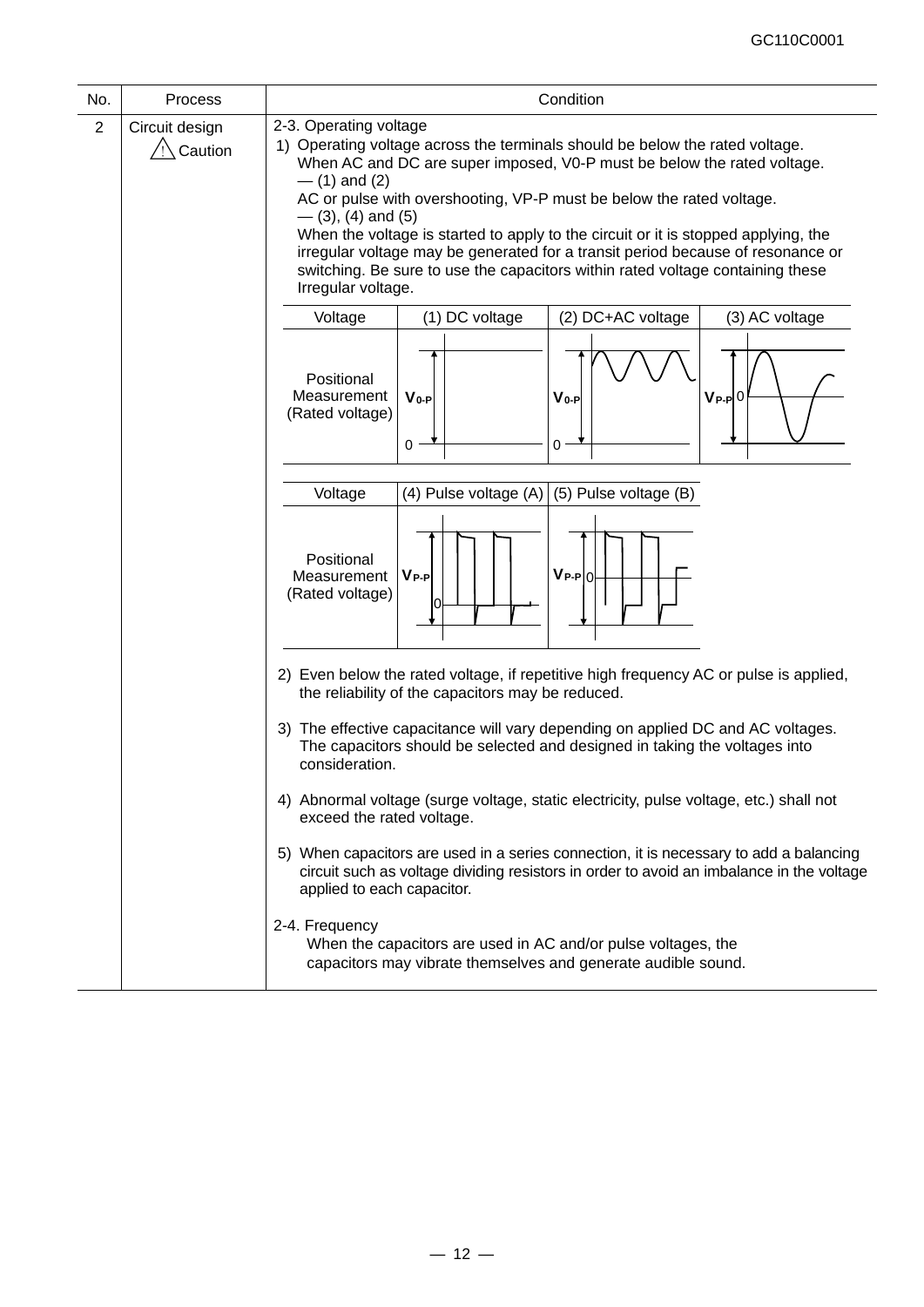| No. | Process | Condition |
|---|---|---|
| 2 | Circuit design<br>⚠ Caution | 2-3. Operating voltage |

1) Operating voltage across the terminals should be below the rated voltage.
When AC and DC are super imposed, V0-P must be below the rated voltage.
— (1) and (2)
AC or pulse with overshooting, VP-P must be below the rated voltage.
— (3), (4) and (5)
When the voltage is started to apply to the circuit or it is stopped applying, the irregular voltage may be generated for a transit period because of resonance or switching. Be sure to use the capacitors within rated voltage containing these Irregular voltage.

| Voltage | (1) DC voltage | (2) DC+AC voltage | (3) AC voltage |
|---|---|---|---|
| Positional Measurement (Rated voltage) | $V_{0\text{-}P}$ | $V_{0\text{-}P}$ | $V_{P\text{-}P}$ |

| Voltage | (4) Pulse voltage (A) | (5) Pulse voltage (B) |
|---|---|---|
| Positional Measurement (Rated voltage) | $V_{P\text{-}P}$ | $V_{P\text{-}P}$ |

2) Even below the rated voltage, if repetitive high frequency AC or pulse is applied, the reliability of the capacitors may be reduced.

3) The effective capacitance will vary depending on applied DC and AC voltages. The capacitors should be selected and designed in taking the voltages into consideration.

4) Abnormal voltage (surge voltage, static electricity, pulse voltage, etc.) shall not exceed the rated voltage.

5) When capacitors are used in a series connection, it is necessary to add a balancing circuit such as voltage dividing resistors in order to avoid an imbalance in the voltage applied to each capacitor.

2-4. Frequency
When the capacitors are used in AC and/or pulse voltages, the capacitors may vibrate themselves and generate audible sound.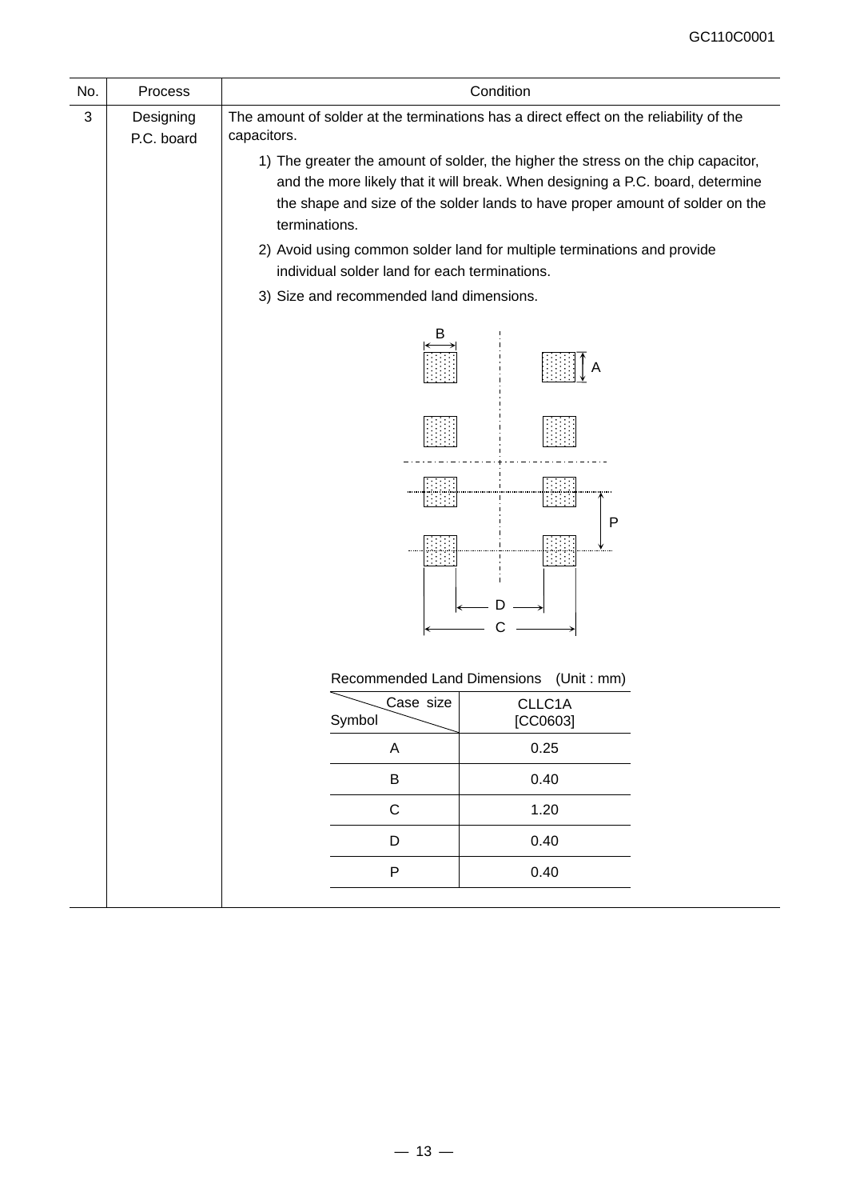| No. | Process | Condition |
|---|---|---|
| 3 | Designing P.C. board | The amount of solder at the terminations has a direct effect on the reliability of the capacitors. |

1) The greater the amount of solder, the higher the stress on the chip capacitor, and the more likely that it will break. When designing a P.C. board, determine the shape and size of the solder lands to have proper amount of solder on the terminations.

2) Avoid using common solder land for multiple terminations and provide individual solder land for each terminations.

3) Size and recommended land dimensions.

Recommended Land Dimensions (Unit : mm)

| Symbol \ Case size | CLLC1A [CC0603] |
|---|---|
| A | 0.25 |
| B | 0.40 |
| C | 1.20 |
| D | 0.40 |
| P | 0.40 |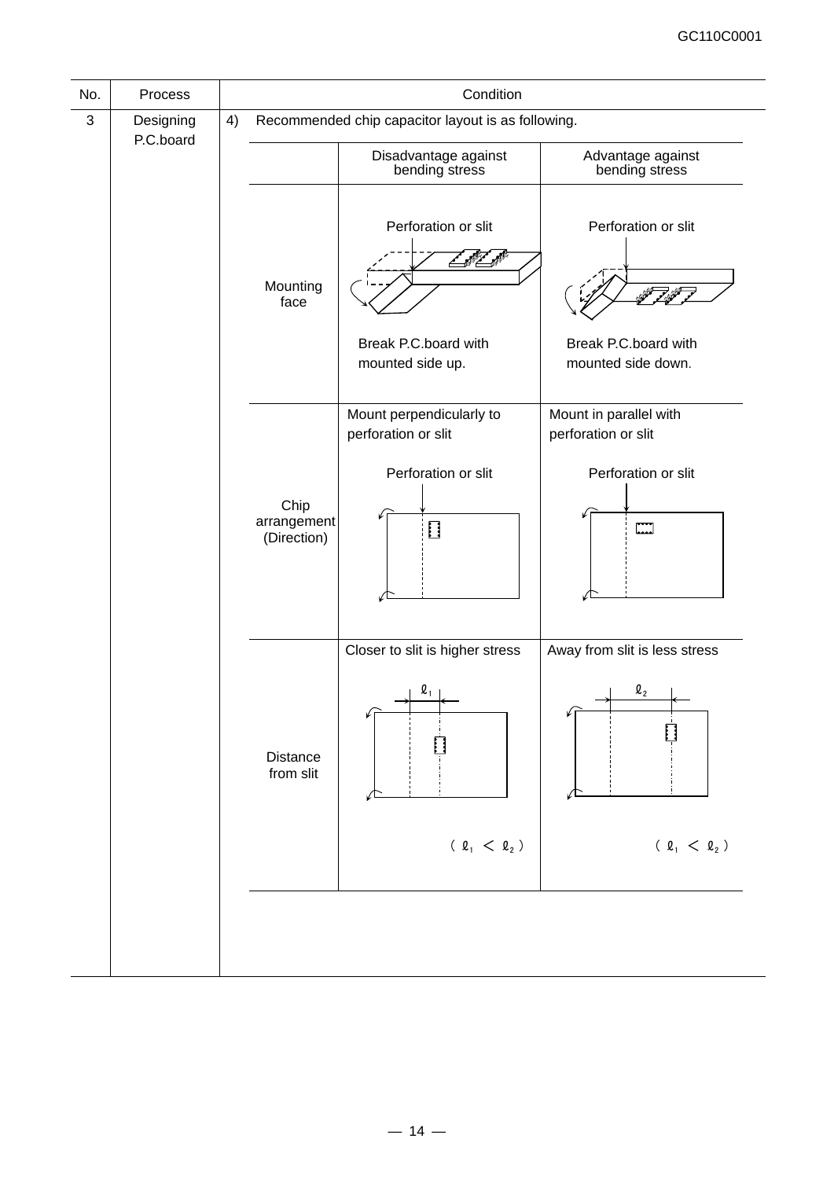| No. | Process | Condition |
|---|---|---|
| 3 | Designing P.C.board | 4) Recommended chip capacitor layout is as following. |

| | Disadvantage against bending stress | Advantage against bending stress |
|---|---|---|
| Mounting face | Perforation or slit<br>Break P.C.board with mounted side up. | Perforation or slit<br>Break P.C.board with mounted side down. |
| Chip arrangement (Direction) | Mount perpendicularly to perforation or slit<br>Perforation or slit | Mount in parallel with perforation or slit<br>Perforation or slit |
| Distance from slit | Closer to slit is higher stress<br>$\ell_1$<br>$(\ell_1 < \ell_2)$ | Away from slit is less stress<br>$\ell_2$<br>$(\ell_1 < \ell_2)$ |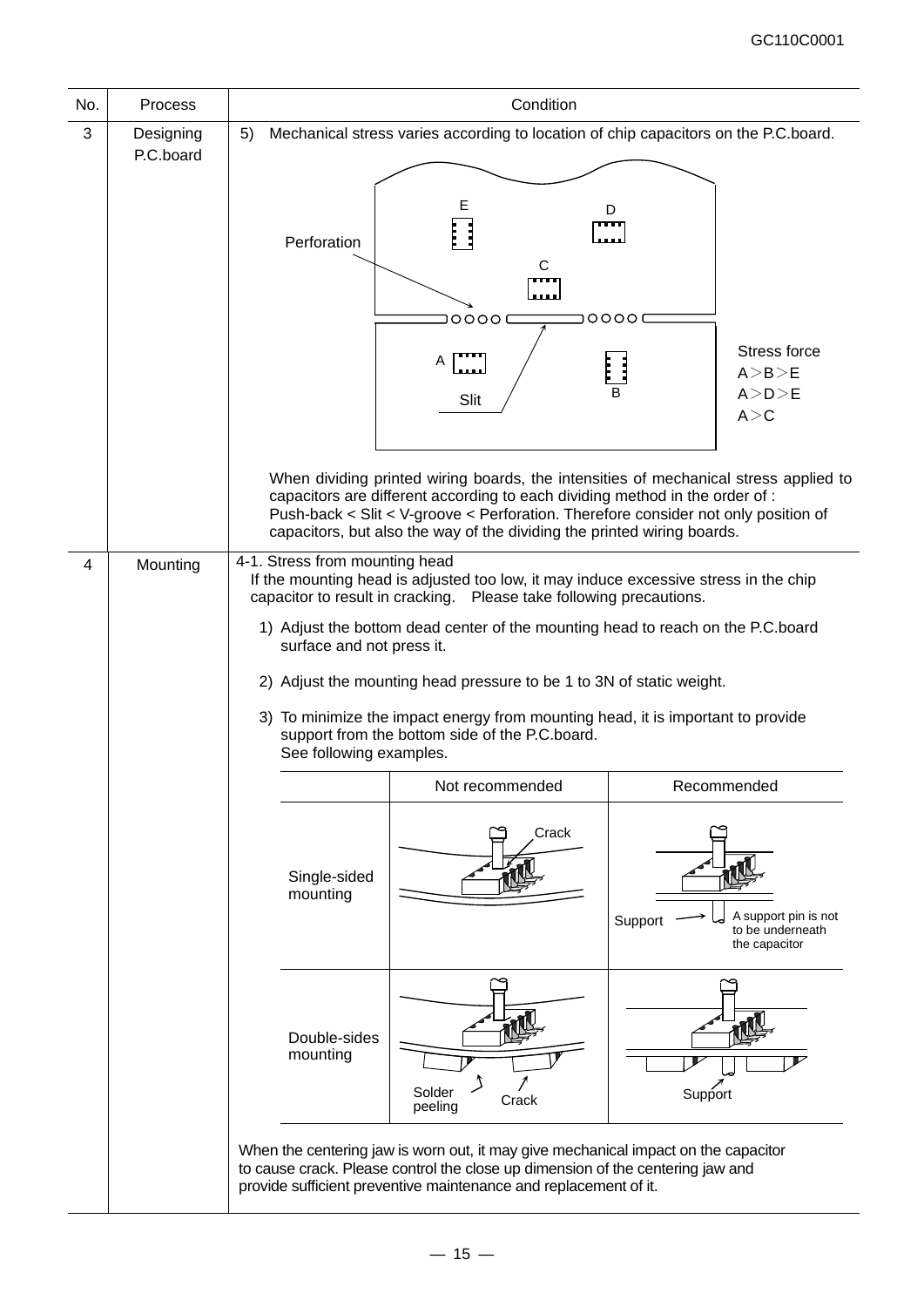| No. | Process | Condition |
|---|---|---|
| 3 | Designing P.C.board | 5) Mechanical stress varies according to location of chip capacitors on the P.C.board. |
| 4 | Mounting | 4-1. Stress from mounting head |

**3 Designing P.C.board**

5) Mechanical stress varies according to location of chip capacitors on the P.C.board.

Perforation, Slit

Stress force
A＞B＞E
A＞D＞E
A＞C

When dividing printed wiring boards, the intensities of mechanical stress applied to capacitors are different according to each dividing method in the order of :
Push-back < Slit < V-groove < Perforation. Therefore consider not only position of capacitors, but also the way of the dividing the printed wiring boards.

**4 Mounting**

4-1. Stress from mounting head

If the mounting head is adjusted too low, it may induce excessive stress in the chip capacitor to result in cracking. Please take following precautions.

1) Adjust the bottom dead center of the mounting head to reach on the P.C.board surface and not press it.

2) Adjust the mounting head pressure to be 1 to 3N of static weight.

3) To minimize the impact energy from mounting head, it is important to provide support from the bottom side of the P.C.board.
See following examples.

| | Not recommended | Recommended |
|---|---|---|
| Single-sided mounting | Crack | Support — A support pin is not to be underneath the capacitor |
| Double-sides mounting | Solder peeling, Crack | Support |

When the centering jaw is worn out, it may give mechanical impact on the capacitor to cause crack. Please control the close up dimension of the centering jaw and provide sufficient preventive maintenance and replacement of it.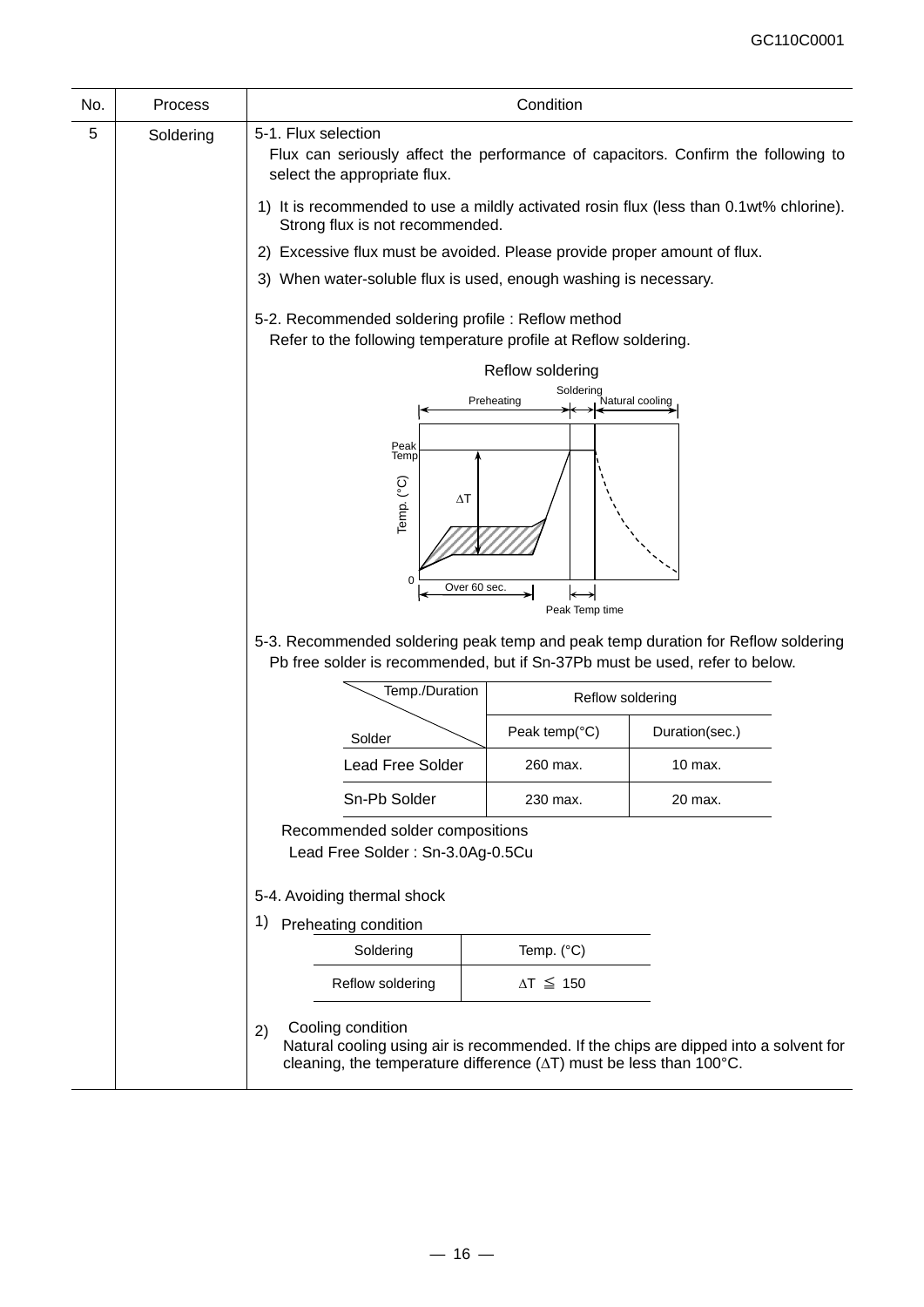| No. | Process | Condition |
|---|---|---|
| 5 | Soldering | (see below) |

5-1. Flux selection

Flux can seriously affect the performance of capacitors. Confirm the following to select the appropriate flux.

1) It is recommended to use a mildly activated rosin flux (less than 0.1wt% chlorine). Strong flux is not recommended.
2) Excessive flux must be avoided. Please provide proper amount of flux.
3) When water-soluble flux is used, enough washing is necessary.

5-2. Recommended soldering profile : Reflow method

Refer to the following temperature profile at Reflow soldering.

Reflow soldering

Preheating / Soldering / Natural cooling

Peak Temp

Temp. (°C)

$\Delta T$

0

Over 60 sec.

Peak Temp time

5-3. Recommended soldering peak temp and peak temp duration for Reflow soldering

Pb free solder is recommended, but if Sn-37Pb must be used, refer to below.

| Solder \ Temp./Duration | Reflow soldering | |
|---|---|---|
| | Peak temp(°C) | Duration(sec.) |
| Lead Free Solder | 260 max. | 10 max. |
| Sn-Pb Solder | 230 max. | 20 max. |

Recommended solder compositions

Lead Free Solder : Sn-3.0Ag-0.5Cu

5-4. Avoiding thermal shock

1) Preheating condition

| Soldering | Temp. (°C) |
|---|---|
| Reflow soldering | $\Delta T \leqq 150$ |

2) Cooling condition

Natural cooling using air is recommended. If the chips are dipped into a solvent for cleaning, the temperature difference ($\Delta T$) must be less than 100°C.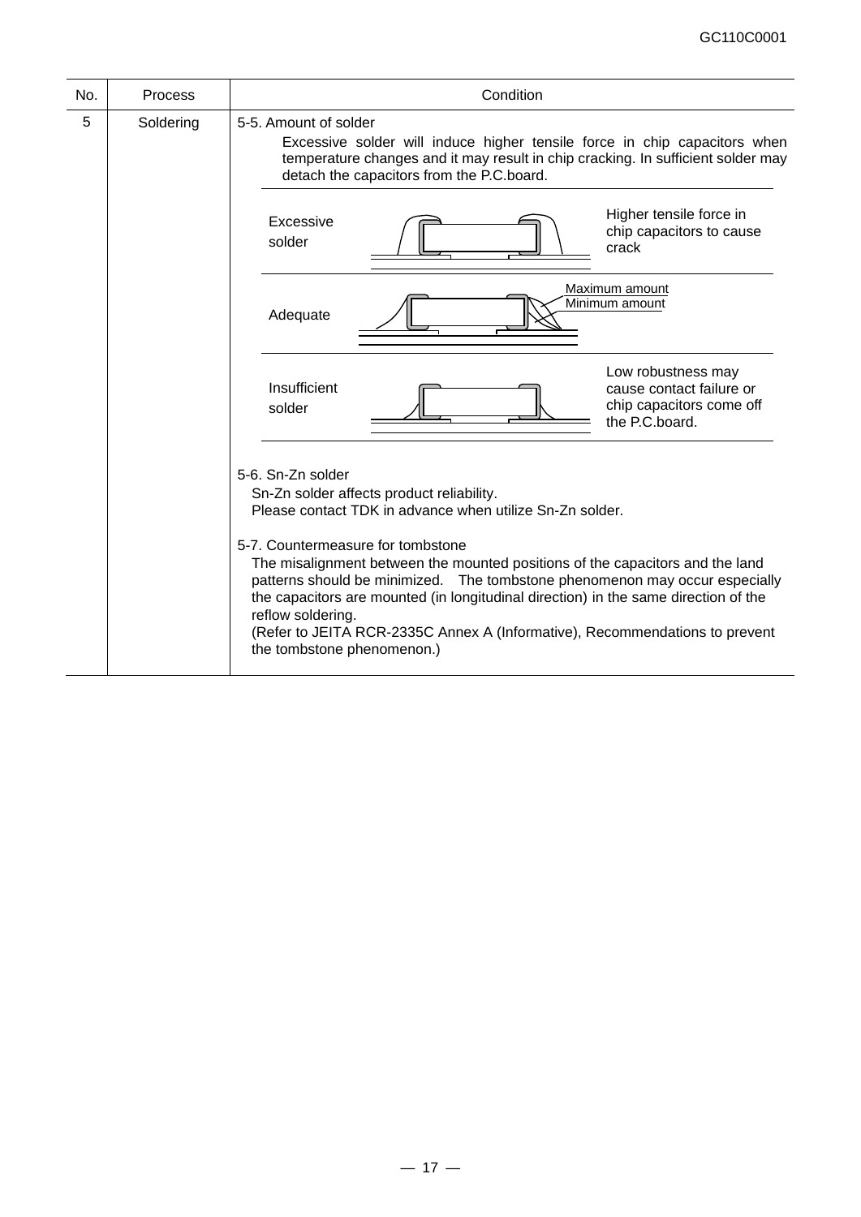| No. | Process | Condition |
|---|---|---|
| 5 | Soldering | 5-5. Amount of solder<br>Excessive solder will induce higher tensile force in chip capacitors when temperature changes and it may result in chip cracking. In sufficient solder may detach the capacitors from the P.C.board.<br><br>Excessive solder — Higher tensile force in chip capacitors to cause crack<br>Adequate — Maximum amount / Minimum amount<br>Insufficient solder — Low robustness may cause contact failure or chip capacitors come off the P.C.board.<br><br>5-6. Sn-Zn solder<br>Sn-Zn solder affects product reliability.<br>Please contact TDK in advance when utilize Sn-Zn solder.<br><br>5-7. Countermeasure for tombstone<br>The misalignment between the mounted positions of the capacitors and the land patterns should be minimized. The tombstone phenomenon may occur especially the capacitors are mounted (in longitudinal direction) in the same direction of the reflow soldering.<br>(Refer to JEITA RCR-2335C Annex A (Informative), Recommendations to prevent the tombstone phenomenon.) |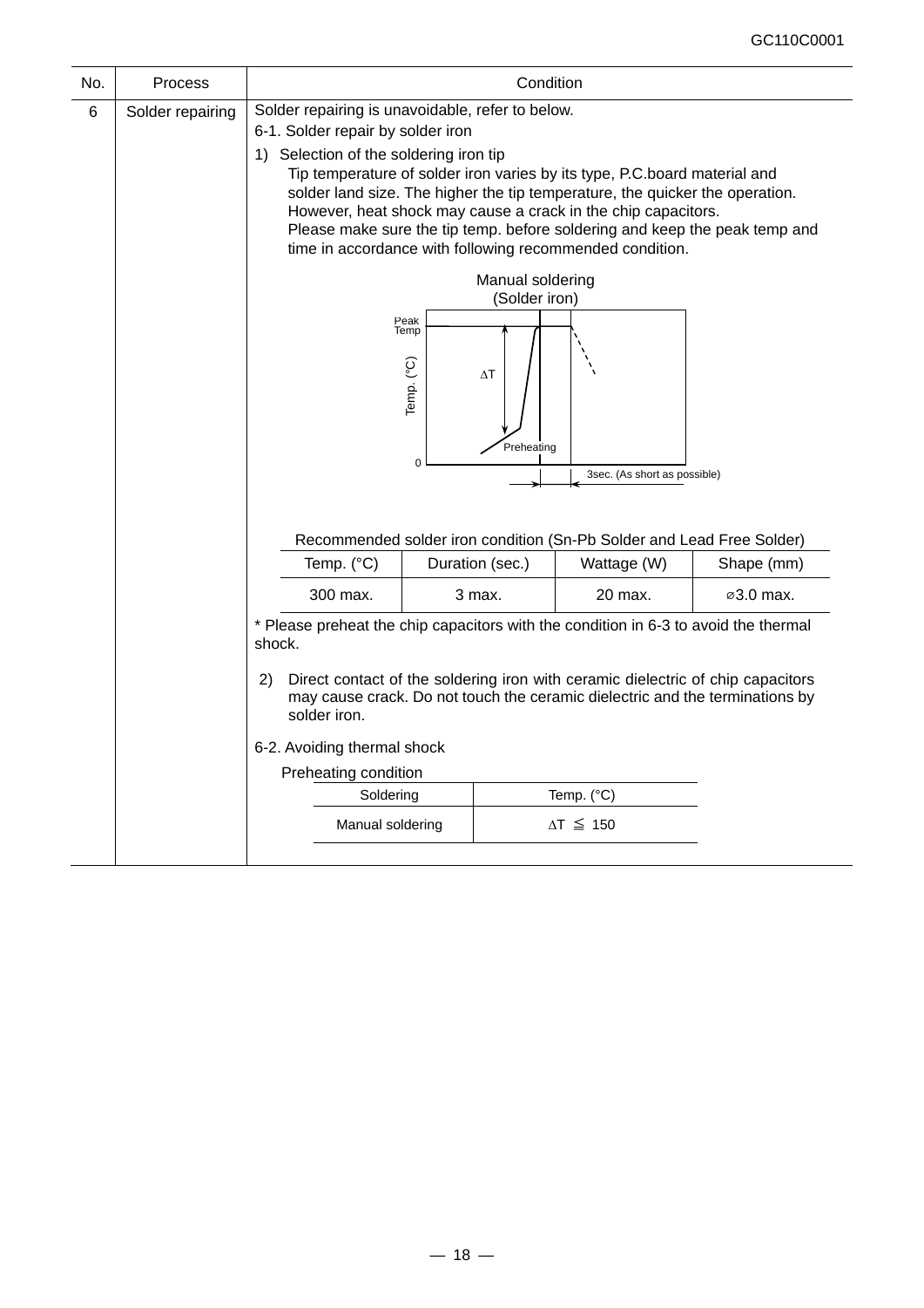| No. | Process | Condition |
|---|---|---|
| 6 | Solder repairing | Solder repairing is unavoidable, refer to below. |

6-1. Solder repair by solder iron

1) Selection of the soldering iron tip
   Tip temperature of solder iron varies by its type, P.C.board material and solder land size. The higher the tip temperature, the quicker the operation. However, heat shock may cause a crack in the chip capacitors.
   Please make sure the tip temp. before soldering and keep the peak temp and time in accordance with following recommended condition.

Manual soldering
(Solder iron)

Peak Temp

Temp. (°C)

$\Delta T$

Preheating

0

3sec. (As short as possible)

Recommended solder iron condition (Sn-Pb Solder and Lead Free Solder)

| Temp. (°C) | Duration (sec.) | Wattage (W) | Shape (mm) |
|---|---|---|---|
| 300 max. | 3 max. | 20 max. | ⌀3.0 max. |

* Please preheat the chip capacitors with the condition in 6-3 to avoid the thermal shock.

2) Direct contact of the soldering iron with ceramic dielectric of chip capacitors may cause crack. Do not touch the ceramic dielectric and the terminations by solder iron.

6-2. Avoiding thermal shock

Preheating condition

| Soldering | Temp. (°C) |
|---|---|
| Manual soldering | $\Delta T \leqq 150$ |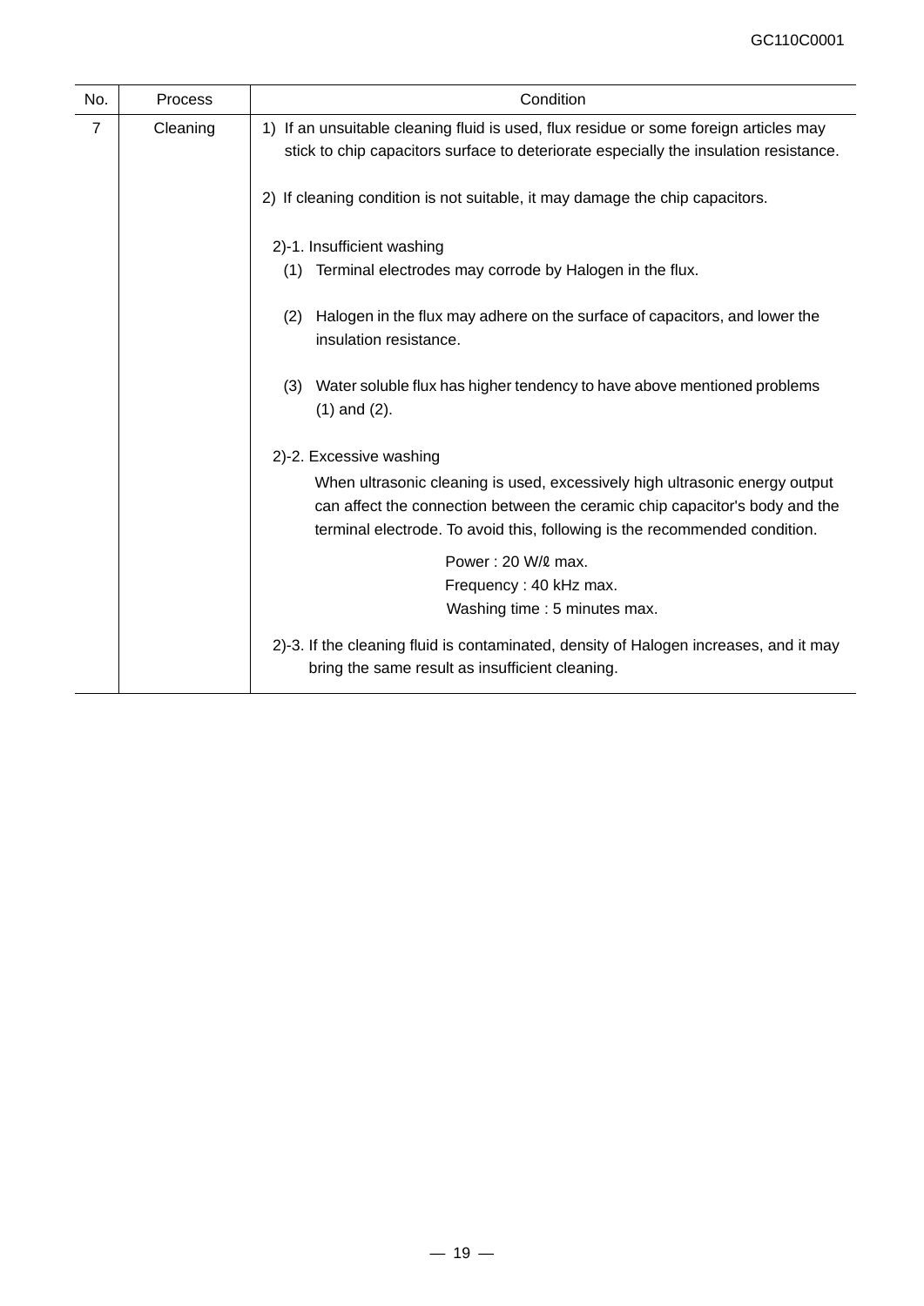| No. | Process | Condition |
|---|---|---|
| 7 | Cleaning | 1) If an unsuitable cleaning fluid is used, flux residue or some foreign articles may stick to chip capacitors surface to deteriorate especially the insulation resistance.<br><br>2) If cleaning condition is not suitable, it may damage the chip capacitors.<br><br>2)-1. Insufficient washing<br>(1) Terminal electrodes may corrode by Halogen in the flux.<br><br>(2) Halogen in the flux may adhere on the surface of capacitors, and lower the insulation resistance.<br><br>(3) Water soluble flux has higher tendency to have above mentioned problems (1) and (2).<br><br>2)-2. Excessive washing<br>When ultrasonic cleaning is used, excessively high ultrasonic energy output can affect the connection between the ceramic chip capacitor's body and the terminal electrode. To avoid this, following is the recommended condition.<br><br>Power : 20 W/ℓ max.<br>Frequency : 40 kHz max.<br>Washing time : 5 minutes max.<br><br>2)-3. If the cleaning fluid is contaminated, density of Halogen increases, and it may bring the same result as insufficient cleaning. |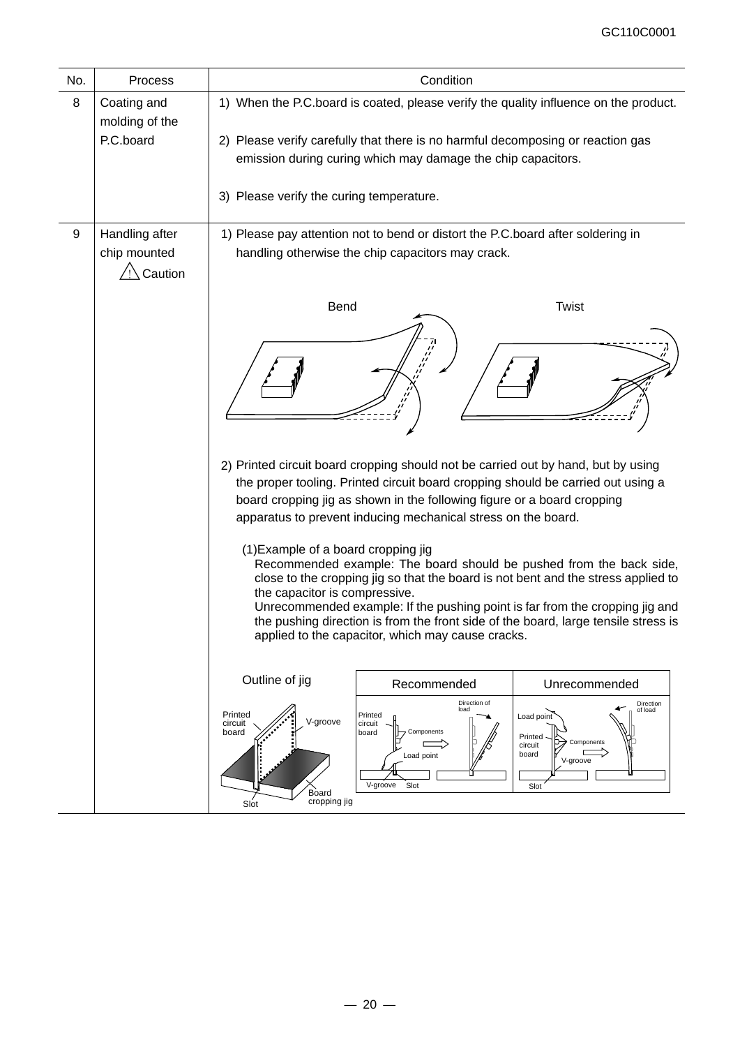| No. | Process | Condition |
|---|---|---|
| 8 | Coating and molding of the P.C.board | 1) When the P.C.board is coated, please verify the quality influence on the product.<br><br>2) Please verify carefully that there is no harmful decomposing or reaction gas emission during curing which may damage the chip capacitors.<br><br>3) Please verify the curing temperature. |
| 9 | Handling after chip mounted<br>⚠ Caution | 1) Please pay attention not to bend or distort the P.C.board after soldering in handling otherwise the chip capacitors may crack.<br><br>Bend Twist<br><br>2) Printed circuit board cropping should not be carried out by hand, but by using the proper tooling. Printed circuit board cropping should be carried out using a board cropping jig as shown in the following figure or a board cropping apparatus to prevent inducing mechanical stress on the board.<br><br>(1)Example of a board cropping jig<br>Recommended example: The board should be pushed from the back side, close to the cropping jig so that the board is not bent and the stress applied to the capacitor is compressive.<br>Unrecommended example: If the pushing point is far from the cropping jig and the pushing direction is from the front side of the board, large tensile stress is applied to the capacitor, which may cause cracks.<br><br>Outline of jig: Printed circuit board, V-groove, Board cropping jig, Slot<br>Recommended: Printed circuit board, Components, Load point, Direction of load, V-groove, Slot<br>Unrecommended: Load point, Direction of load, Printed circuit board, Components, V-groove, Slot |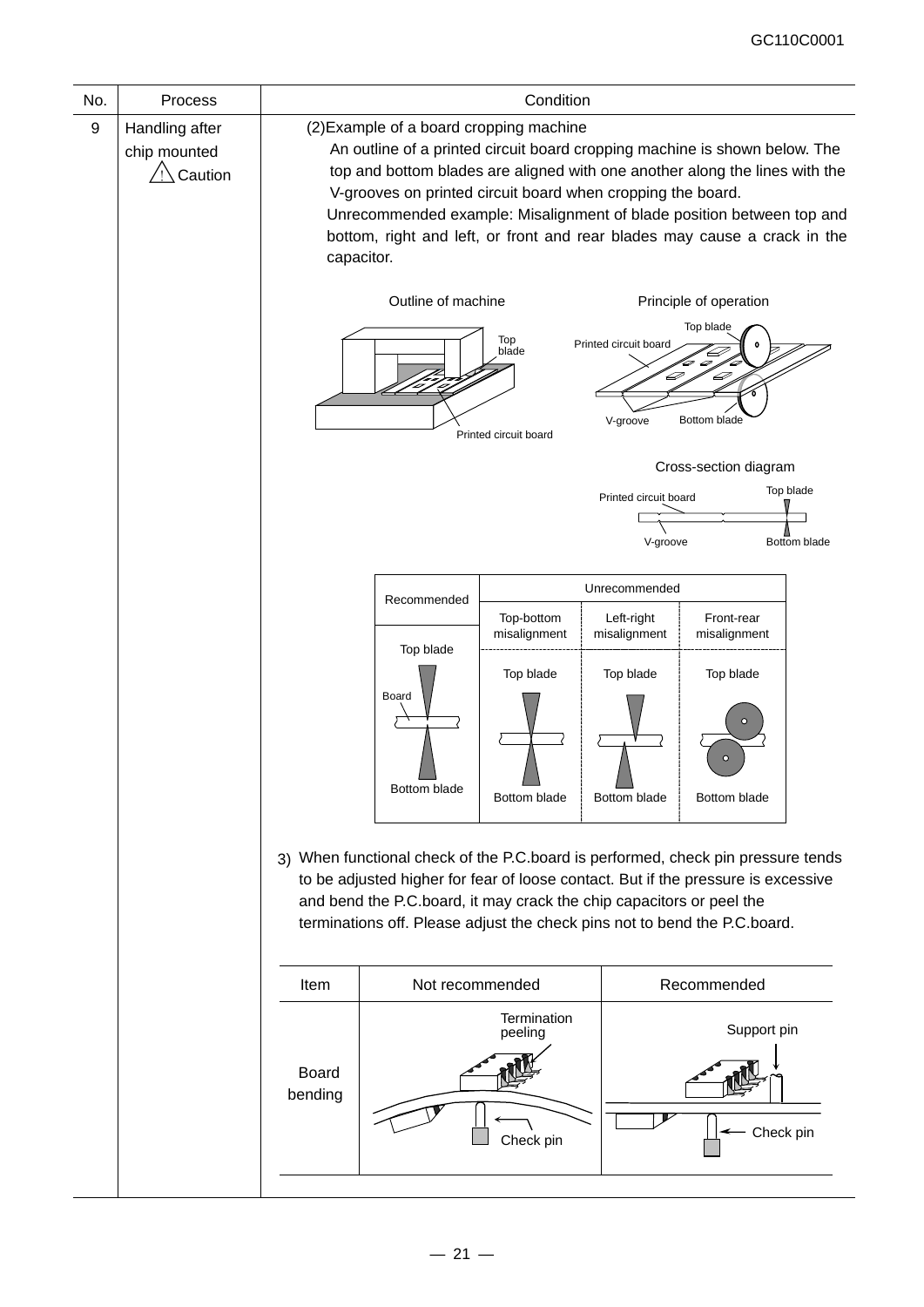| No. | Process | Condition |
|---|---|---|
| 9 | Handling after chip mounted ⚠ Caution | (2)Example of a board cropping machine<br>An outline of a printed circuit board cropping machine is shown below. The top and bottom blades are aligned with one another along the lines with the V-grooves on printed circuit board when cropping the board.<br>Unrecommended example: Misalignment of blade position between top and bottom, right and left, or front and rear blades may cause a crack in the capacitor. |

Outline of machine

Top blade

Printed circuit board

Principle of operation

Top blade

Printed circuit board

V-groove

Bottom blade

Cross-section diagram

Printed circuit board

Top blade

V-groove

Bottom blade

| Recommended | Unrecommended | | |
|---|---|---|---|
| | Top-bottom misalignment | Left-right misalignment | Front-rear misalignment |
| Top blade<br>Board<br>Bottom blade | Top blade<br>Bottom blade | Top blade<br>Bottom blade | Top blade<br>Bottom blade |

3) When functional check of the P.C.board is performed, check pin pressure tends to be adjusted higher for fear of loose contact. But if the pressure is excessive and bend the P.C.board, it may crack the chip capacitors or peel the terminations off. Please adjust the check pins not to bend the P.C.board.

| Item | Not recommended | Recommended |
|---|---|---|
| Board bending | Termination peeling<br>Check pin | Support pin<br>Check pin |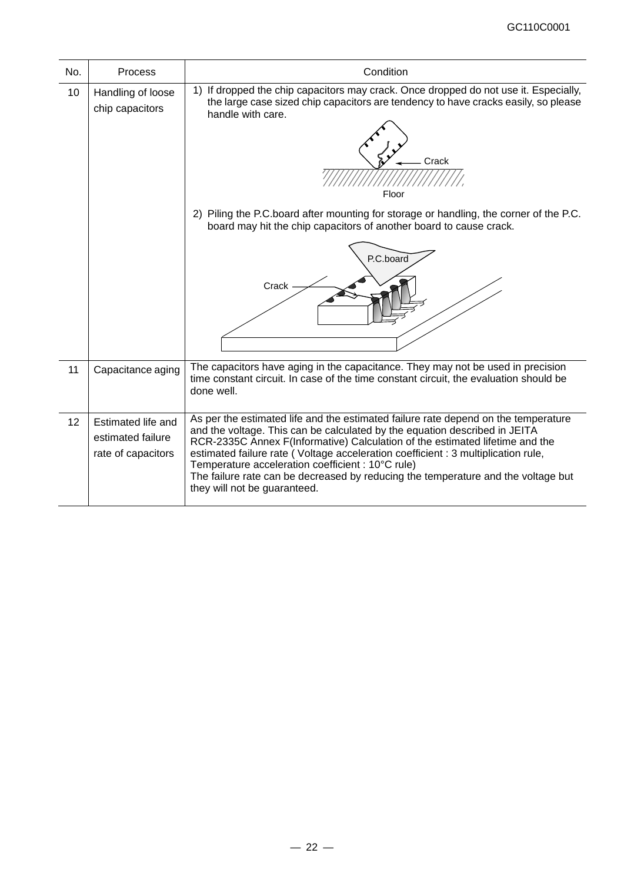| No. | Process | Condition |
|---|---|---|
| 10 | Handling of loose chip capacitors | 1) If dropped the chip capacitors may crack. Once dropped do not use it. Especially, the large case sized chip capacitors are tendency to have cracks easily, so please handle with care.<br>Crack<br>Floor<br>2) Piling the P.C.board after mounting for storage or handling, the corner of the P.C. board may hit the chip capacitors of another board to cause crack.<br>P.C.board<br>Crack |
| 11 | Capacitance aging | The capacitors have aging in the capacitance. They may not be used in precision time constant circuit. In case of the time constant circuit, the evaluation should be done well. |
| 12 | Estimated life and estimated failure rate of capacitors | As per the estimated life and the estimated failure rate depend on the temperature and the voltage. This can be calculated by the equation described in JEITA RCR-2335C Annex F(Informative) Calculation of the estimated lifetime and the estimated failure rate ( Voltage acceleration coefficient : 3 multiplication rule, Temperature acceleration coefficient : 10°C rule)<br>The failure rate can be decreased by reducing the temperature and the voltage but they will not be guaranteed. |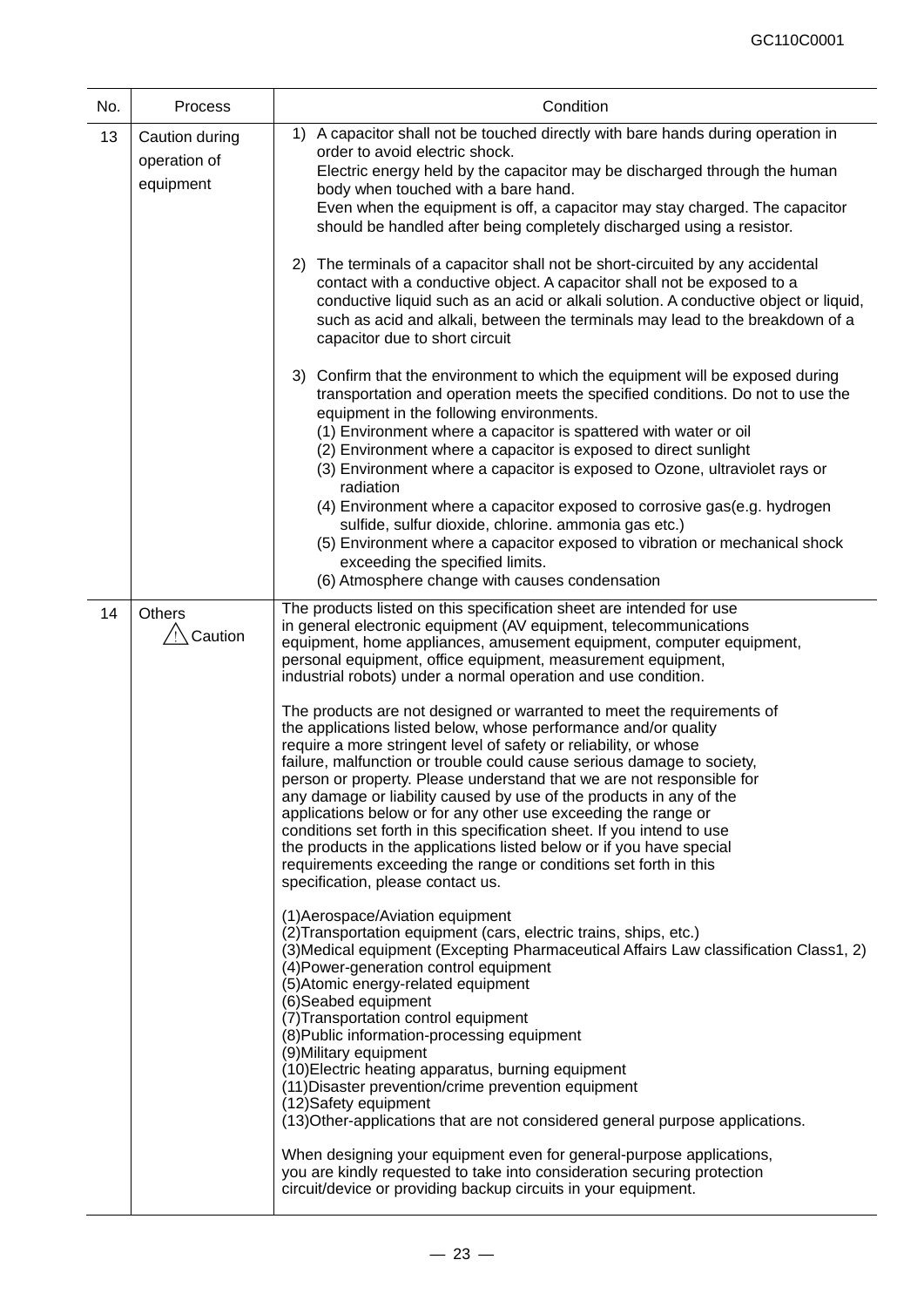| No. | Process | Condition |
|---|---|---|
| 13 | Caution during operation of equipment | 1) A capacitor shall not be touched directly with bare hands during operation in order to avoid electric shock.<br>Electric energy held by the capacitor may be discharged through the human body when touched with a bare hand.<br>Even when the equipment is off, a capacitor may stay charged. The capacitor should be handled after being completely discharged using a resistor.<br><br>2) The terminals of a capacitor shall not be short-circuited by any accidental contact with a conductive object. A capacitor shall not be exposed to a conductive liquid such as an acid or alkali solution. A conductive object or liquid, such as acid and alkali, between the terminals may lead to the breakdown of a capacitor due to short circuit<br><br>3) Confirm that the environment to which the equipment will be exposed during transportation and operation meets the specified conditions. Do not to use the equipment in the following environments.<br>(1) Environment where a capacitor is spattered with water or oil<br>(2) Environment where a capacitor is exposed to direct sunlight<br>(3) Environment where a capacitor is exposed to Ozone, ultraviolet rays or radiation<br>(4) Environment where a capacitor exposed to corrosive gas(e.g. hydrogen sulfide, sulfur dioxide, chlorine. ammonia gas etc.)<br>(5) Environment where a capacitor exposed to vibration or mechanical shock exceeding the specified limits.<br>(6) Atmosphere change with causes condensation |
| 14 | Others<br>⚠ Caution | The products listed on this specification sheet are intended for use in general electronic equipment (AV equipment, telecommunications equipment, home appliances, amusement equipment, computer equipment, personal equipment, office equipment, measurement equipment, industrial robots) under a normal operation and use condition.<br><br>The products are not designed or warranted to meet the requirements of the applications listed below, whose performance and/or quality require a more stringent level of safety or reliability, or whose failure, malfunction or trouble could cause serious damage to society, person or property. Please understand that we are not responsible for any damage or liability caused by use of the products in any of the applications below or for any other use exceeding the range or conditions set forth in this specification sheet. If you intend to use the products in the applications listed below or if you have special requirements exceeding the range or conditions set forth in this specification, please contact us.<br><br>(1)Aerospace/Aviation equipment<br>(2)Transportation equipment (cars, electric trains, ships, etc.)<br>(3)Medical equipment (Excepting Pharmaceutical Affairs Law classification Class1, 2)<br>(4)Power-generation control equipment<br>(5)Atomic energy-related equipment<br>(6)Seabed equipment<br>(7)Transportation control equipment<br>(8)Public information-processing equipment<br>(9)Military equipment<br>(10)Electric heating apparatus, burning equipment<br>(11)Disaster prevention/crime prevention equipment<br>(12)Safety equipment<br>(13)Other-applications that are not considered general purpose applications.<br><br>When designing your equipment even for general-purpose applications, you are kindly requested to take into consideration securing protection circuit/device or providing backup circuits in your equipment. |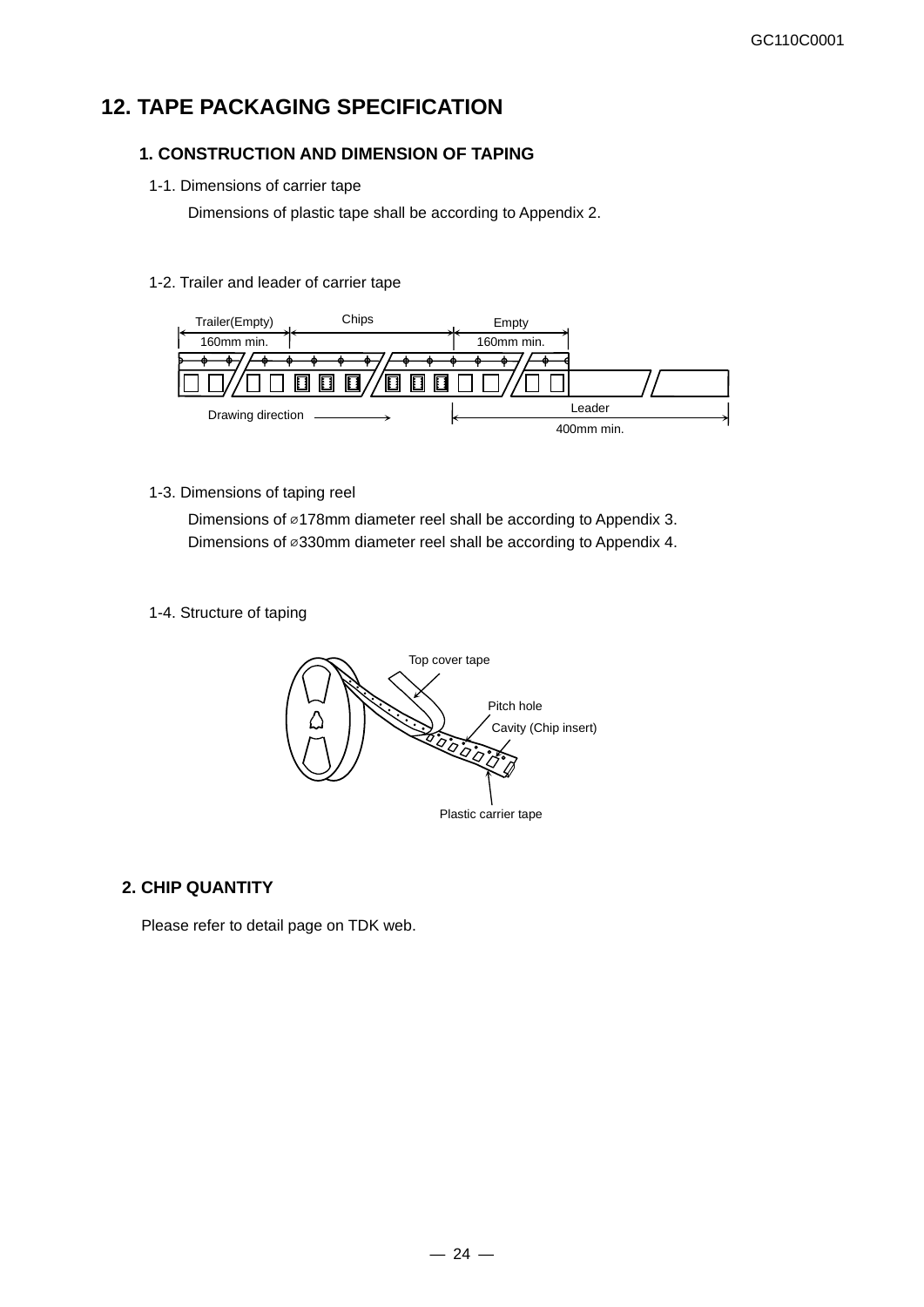# 12. TAPE PACKAGING SPECIFICATION

## 1. CONSTRUCTION AND DIMENSION OF TAPING

1-1. Dimensions of carrier tape

Dimensions of plastic tape shall be according to Appendix 2.

1-2. Trailer and leader of carrier tape

Trailer(Empty) 160mm min. | Chips | Empty 160mm min.

Drawing direction →

Leader 400mm min.

1-3. Dimensions of taping reel

Dimensions of ⌀178mm diameter reel shall be according to Appendix 3.
Dimensions of ⌀330mm diameter reel shall be according to Appendix 4.

1-4. Structure of taping

Top cover tape

Pitch hole

Cavity (Chip insert)

Plastic carrier tape

## 2. CHIP QUANTITY

Please refer to detail page on TDK web.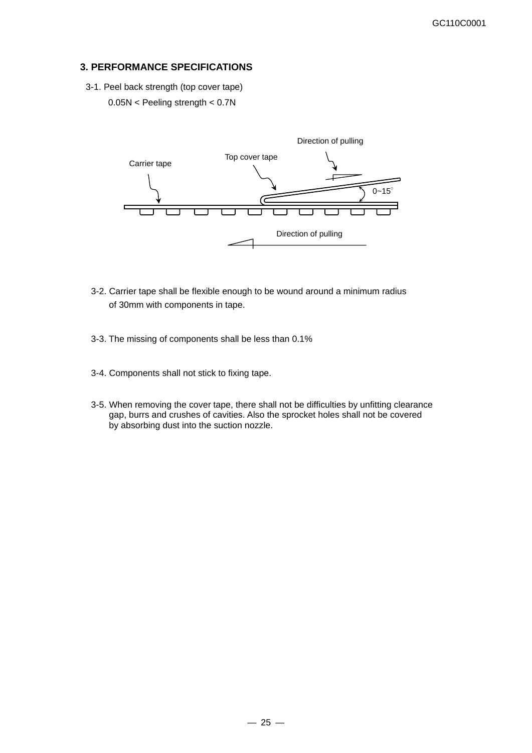## 3. PERFORMANCE SPECIFICATIONS

3-1. Peel back strength (top cover tape)

0.05N < Peeling strength < 0.7N

Direction of pulling

Top cover tape

Carrier tape

0~15°

Direction of pulling

3-2. Carrier tape shall be flexible enough to be wound around a minimum radius of 30mm with components in tape.

3-3. The missing of components shall be less than 0.1%

3-4. Components shall not stick to fixing tape.

3-5. When removing the cover tape, there shall not be difficulties by unfitting clearance gap, burrs and crushes of cavities. Also the sprocket holes shall not be covered by absorbing dust into the suction nozzle.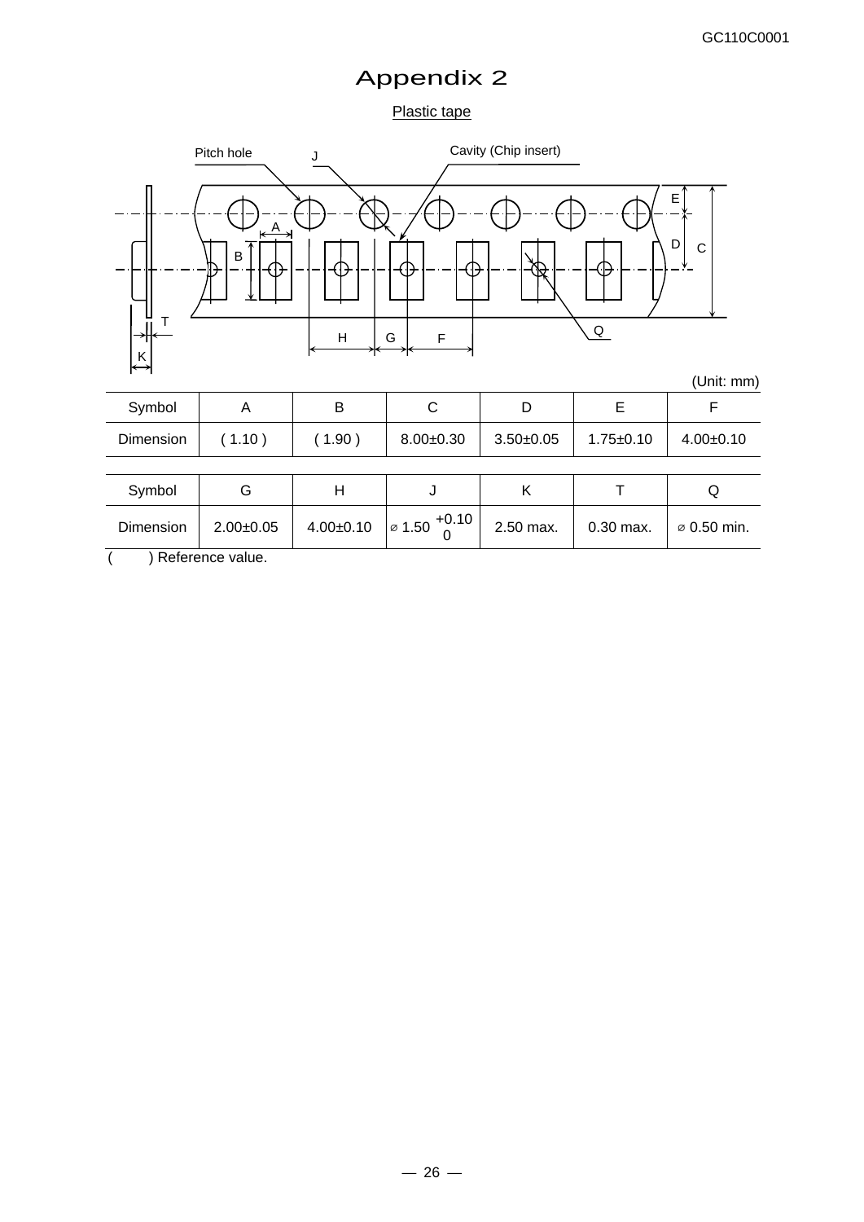# Appendix 2

Plastic tape

(Unit: mm)

| Symbol | A | B | C | D | E | F |
|---|---|---|---|---|---|---|
| Dimension | ( 1.10 ) | ( 1.90 ) | 8.00±0.30 | 3.50±0.05 | 1.75±0.10 | 4.00±0.10 |

| Symbol | G | H | J | K | T | Q |
|---|---|---|---|---|---|---|
| Dimension | 2.00±0.05 | 4.00±0.10 | ⌀ $1.50^{+0.10}_{0}$ | 2.50 max. | 0.30 max. | ⌀ 0.50 min. |

(    ) Reference value.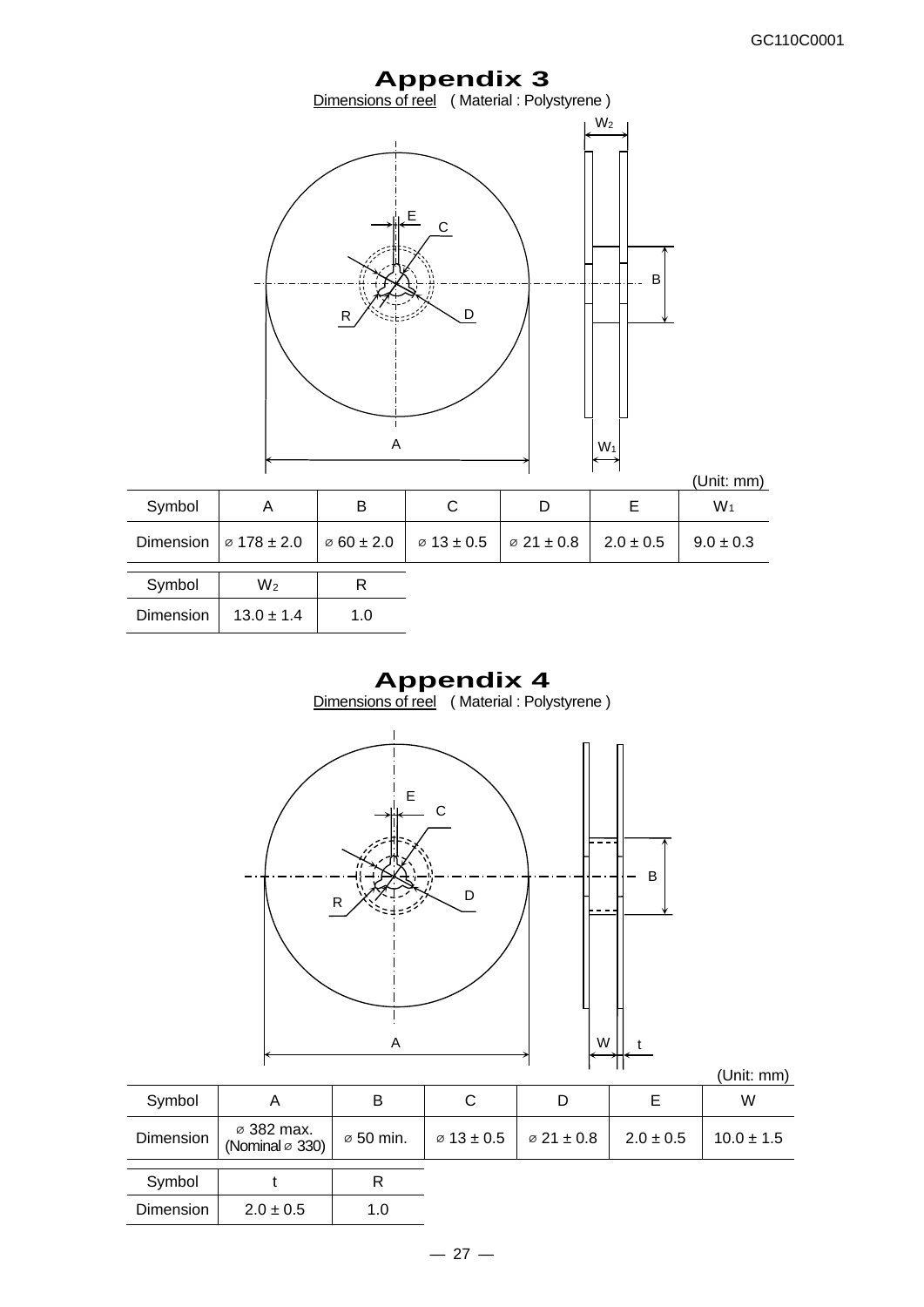# Appendix 3

Dimensions of reel ( Material : Polystyrene )

W2

E

C

B

R

D

A

W1

(Unit: mm)

| Symbol | A | B | C | D | E | $W_1$ |
|---|---|---|---|---|---|---|
| Dimension | ⌀ 178 ± 2.0 | ⌀ 60 ± 2.0 | ⌀ 13 ± 0.5 | ⌀ 21 ± 0.8 | 2.0 ± 0.5 | 9.0 ± 0.3 |

| Symbol | $W_2$ | R |
|---|---|---|
| Dimension | 13.0 ± 1.4 | 1.0 |

# Appendix 4

Dimensions of reel ( Material : Polystyrene )

E

C

B

R

D

A

W

t

(Unit: mm)

| Symbol | A | B | C | D | E | W |
|---|---|---|---|---|---|---|
| Dimension | ⌀ 382 max. (Nominal ⌀ 330) | ⌀ 50 min. | ⌀ 13 ± 0.5 | ⌀ 21 ± 0.8 | 2.0 ± 0.5 | 10.0 ± 1.5 |

| Symbol | t | R |
|---|---|---|
| Dimension | 2.0 ± 0.5 | 1.0 |